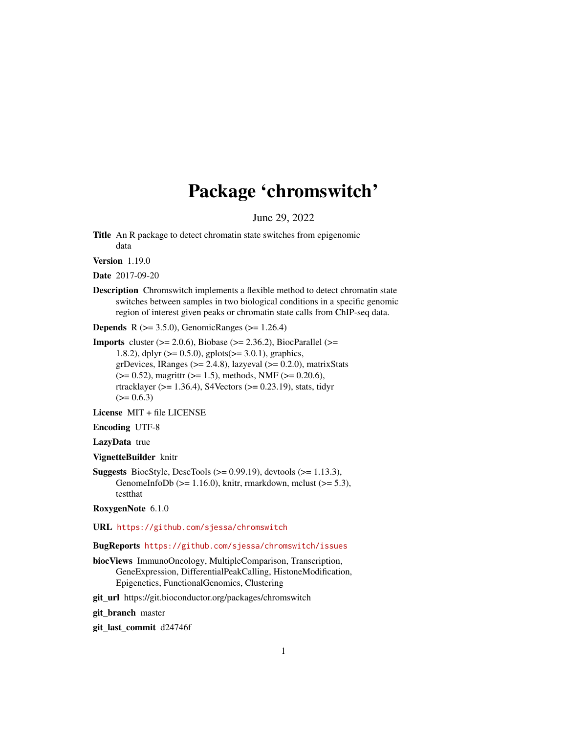# Package 'chromswitch'

June 29, 2022

**Title** An R package to detect chromatin state switches from epigenomic data

**Version** 1.19.0

**Date** 2017-09-20

**Description** Chromswitch implements a flexible method to detect chromatin state switches between samples in two biological conditions in a specific genomic region of interest given peaks or chromatin state calls from ChIP-seq data.

**Depends** R (>= 3.5.0), GenomicRanges (>= 1.26.4)

**Imports** cluster (>= 2.0.6), Biobase (>= 2.36.2), BiocParallel (>= 1.8.2), dplyr (>= 0.5.0), gplots(>= 3.0.1), graphics, grDevices, IRanges (>= 2.4.8), lazyeval (>= 0.2.0), matrixStats (>= 0.52), magrittr (>= 1.5), methods, NMF (>= 0.20.6), rtracklayer (>= 1.36.4), S4Vectors (>= 0.23.19), stats, tidyr (>= 0.6.3)

**License** MIT + file LICENSE

**Encoding** UTF-8

**LazyData** true

**VignetteBuilder** knitr

**Suggests** BiocStyle, DescTools (>= 0.99.19), devtools (>= 1.13.3), GenomeInfoDb (>= 1.16.0), knitr, rmarkdown, mclust (>= 5.3), testthat

**RoxygenNote** 6.1.0

**URL** https://github.com/sjessa/chromswitch

**BugReports** https://github.com/sjessa/chromswitch/issues

**biocViews** ImmunoOncology, MultipleComparison, Transcription, GeneExpression, DifferentialPeakCalling, HistoneModification, Epigenetics, FunctionalGenomics, Clustering

**git_url** https://git.bioconductor.org/packages/chromswitch

**git_branch** master

**git_last_commit** d24746f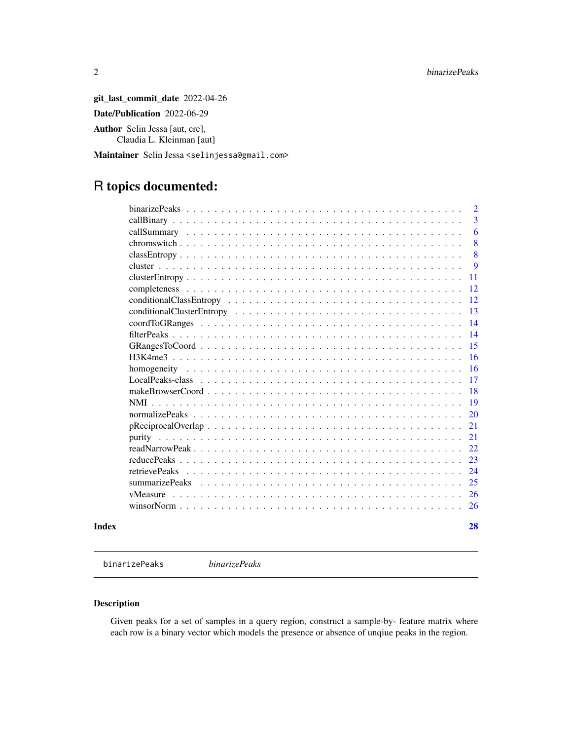**git_last_commit_date** 2022-04-26

**Date/Publication** 2022-06-29

**Author** Selin Jessa [aut, cre],
Claudia L. Kleinman [aut]

**Maintainer** Selin Jessa <selinjessa@gmail.com>

# R topics documented:

| | |
|---|---|
| binarizePeaks | 2 |
| callBinary | 3 |
| callSummary | 6 |
| chromswitch | 8 |
| classEntropy | 8 |
| cluster | 9 |
| clusterEntropy | 11 |
| completeness | 12 |
| conditionalClassEntropy | 12 |
| conditionalClusterEntropy | 13 |
| coordToGRanges | 14 |
| filterPeaks | 14 |
| GRangesToCoord | 15 |
| H3K4me3 | 16 |
| homogeneity | 16 |
| LocalPeaks-class | 17 |
| makeBrowserCoord | 18 |
| NMI | 19 |
| normalizePeaks | 20 |
| pReciprocalOverlap | 21 |
| purity | 21 |
| readNarrowPeak | 22 |
| reducePeaks | 23 |
| retrievePeaks | 24 |
| summarizePeaks | 25 |
| vMeasure | 26 |
| winsorNorm | 26 |

**Index** 28

---

binarizePeaks *binarizePeaks*

---

## Description

Given peaks for a set of samples in a query region, construct a sample-by- feature matrix where each row is a binary vector which models the presence or absence of unqiue peaks in the region.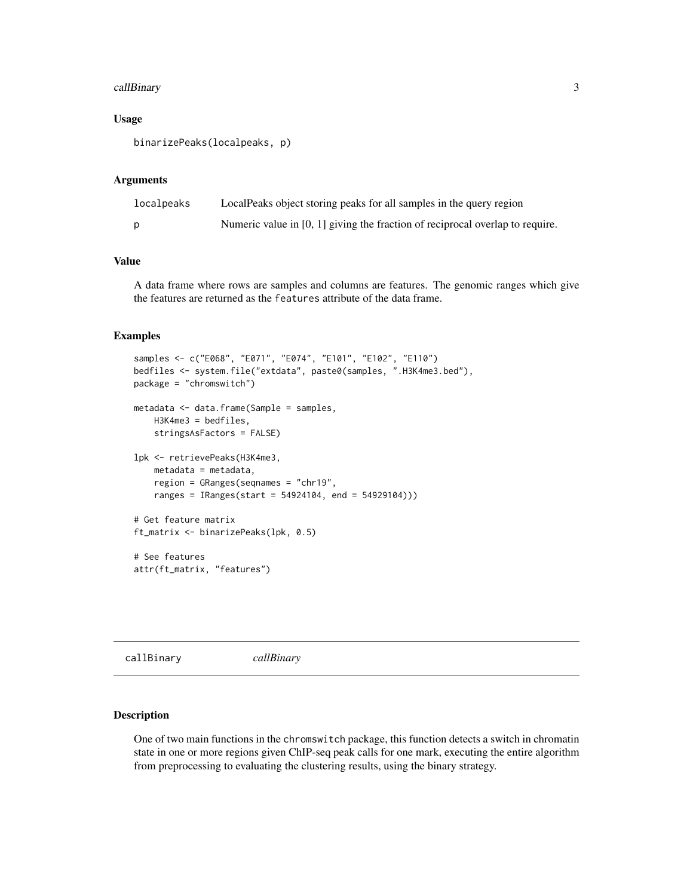### Usage

```
binarizePeaks(localpeaks, p)
```

### Arguments

| | |
|---|---|
| localpeaks | LocalPeaks object storing peaks for all samples in the query region |
| p | Numeric value in [0, 1] giving the fraction of reciprocal overlap to require. |

### Value

A data frame where rows are samples and columns are features. The genomic ranges which give the features are returned as the `features` attribute of the data frame.

### Examples

```
samples <- c("E068", "E071", "E074", "E101", "E102", "E110")
bedfiles <- system.file("extdata", paste0(samples, ".H3K4me3.bed"),
package = "chromswitch")

metadata <- data.frame(Sample = samples,
    H3K4me3 = bedfiles,
    stringsAsFactors = FALSE)

lpk <- retrievePeaks(H3K4me3,
    metadata = metadata,
    region = GRanges(seqnames = "chr19",
    ranges = IRanges(start = 54924104, end = 54929104)))

# Get feature matrix
ft_matrix <- binarizePeaks(lpk, 0.5)

# See features
attr(ft_matrix, "features")
```

---

## callBinary *callBinary*

---

### Description

One of two main functions in the `chromswitch` package, this function detects a switch in chromatin state in one or more regions given ChIP-seq peak calls for one mark, executing the entire algorithm from preprocessing to evaluating the clustering results, using the binary strategy.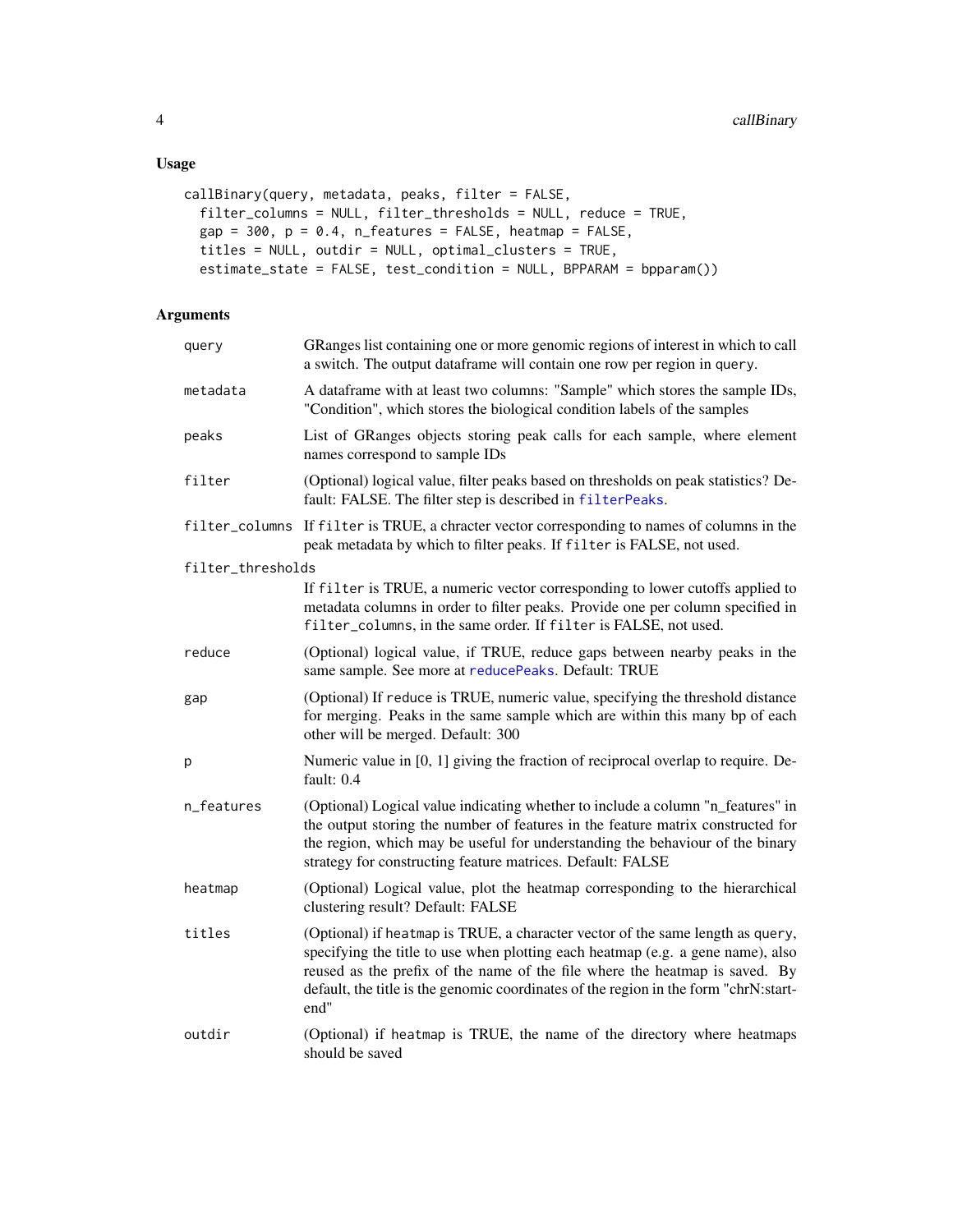## Usage

```
callBinary(query, metadata, peaks, filter = FALSE,
  filter_columns = NULL, filter_thresholds = NULL, reduce = TRUE,
  gap = 300, p = 0.4, n_features = FALSE, heatmap = FALSE,
  titles = NULL, outdir = NULL, optimal_clusters = TRUE,
  estimate_state = FALSE, test_condition = NULL, BPPARAM = bpparam())
```

## Arguments

| | |
|---|---|
| query | GRanges list containing one or more genomic regions of interest in which to call a switch. The output dataframe will contain one row per region in query. |
| metadata | A dataframe with at least two columns: "Sample" which stores the sample IDs, "Condition", which stores the biological condition labels of the samples |
| peaks | List of GRanges objects storing peak calls for each sample, where element names correspond to sample IDs |
| filter | (Optional) logical value, filter peaks based on thresholds on peak statistics? Default: FALSE. The filter step is described in filterPeaks. |
| filter_columns | If filter is TRUE, a chracter vector corresponding to names of columns in the peak metadata by which to filter peaks. If filter is FALSE, not used. |
| filter_thresholds | If filter is TRUE, a numeric vector corresponding to lower cutoffs applied to metadata columns in order to filter peaks. Provide one per column specified in filter_columns, in the same order. If filter is FALSE, not used. |
| reduce | (Optional) logical value, if TRUE, reduce gaps between nearby peaks in the same sample. See more at reducePeaks. Default: TRUE |
| gap | (Optional) If reduce is TRUE, numeric value, specifying the threshold distance for merging. Peaks in the same sample which are within this many bp of each other will be merged. Default: 300 |
| p | Numeric value in [0, 1] giving the fraction of reciprocal overlap to require. Default: 0.4 |
| n_features | (Optional) Logical value indicating whether to include a column "n_features" in the output storing the number of features in the feature matrix constructed for the region, which may be useful for understanding the behaviour of the binary strategy for constructing feature matrices. Default: FALSE |
| heatmap | (Optional) Logical value, plot the heatmap corresponding to the hierarchical clustering result? Default: FALSE |
| titles | (Optional) if heatmap is TRUE, a character vector of the same length as query, specifying the title to use when plotting each heatmap (e.g. a gene name), also reused as the prefix of the name of the file where the heatmap is saved. By default, the title is the genomic coordinates of the region in the form "chrN:start-end" |
| outdir | (Optional) if heatmap is TRUE, the name of the directory where heatmaps should be saved |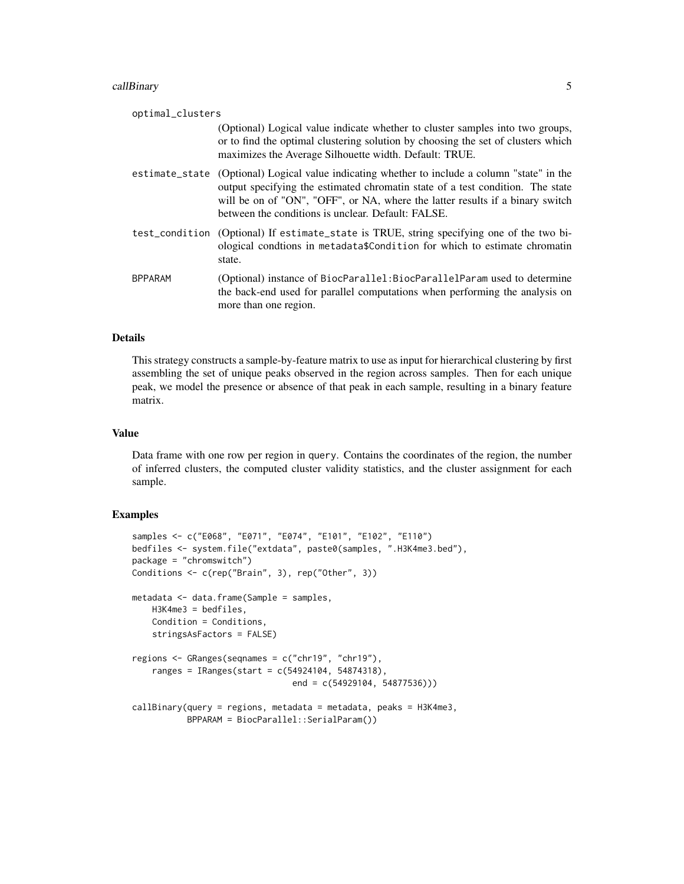optional_clusters
: (Optional) Logical value indicate whether to cluster samples into two groups, or to find the optimal clustering solution by choosing the set of clusters which maximizes the Average Silhouette width. Default: TRUE.

estimate_state
: (Optional) Logical value indicating whether to include a column "state" in the output specifying the estimated chromatin state of a test condition. The state will be on of "ON", "OFF", or NA, where the latter results if a binary switch between the conditions is unclear. Default: FALSE.

test_condition
: (Optional) If `estimate_state` is TRUE, string specifying one of the two biological condtions in `metadata$Condition` for which to estimate chromatin state.

BPPARAM
: (Optional) instance of `BiocParallel:BiocParallelParam` used to determine the back-end used for parallel computations when performing the analysis on more than one region.

## Details

This strategy constructs a sample-by-feature matrix to use as input for hierarchical clustering by first assembling the set of unique peaks observed in the region across samples. Then for each unique peak, we model the presence or absence of that peak in each sample, resulting in a binary feature matrix.

## Value

Data frame with one row per region in `query`. Contains the coordinates of the region, the number of inferred clusters, the computed cluster validity statistics, and the cluster assignment for each sample.

## Examples

```
samples <- c("E068", "E071", "E074", "E101", "E102", "E110")
bedfiles <- system.file("extdata", paste0(samples, ".H3K4me3.bed"),
package = "chromswitch")
Conditions <- c(rep("Brain", 3), rep("Other", 3))

metadata <- data.frame(Sample = samples,
    H3K4me3 = bedfiles,
    Condition = Conditions,
    stringsAsFactors = FALSE)

regions <- GRanges(seqnames = c("chr19", "chr19"),
    ranges = IRanges(start = c(54924104, 54874318),
                                end = c(54929104, 54877536)))

callBinary(query = regions, metadata = metadata, peaks = H3K4me3,
           BPPARAM = BiocParallel::SerialParam())
```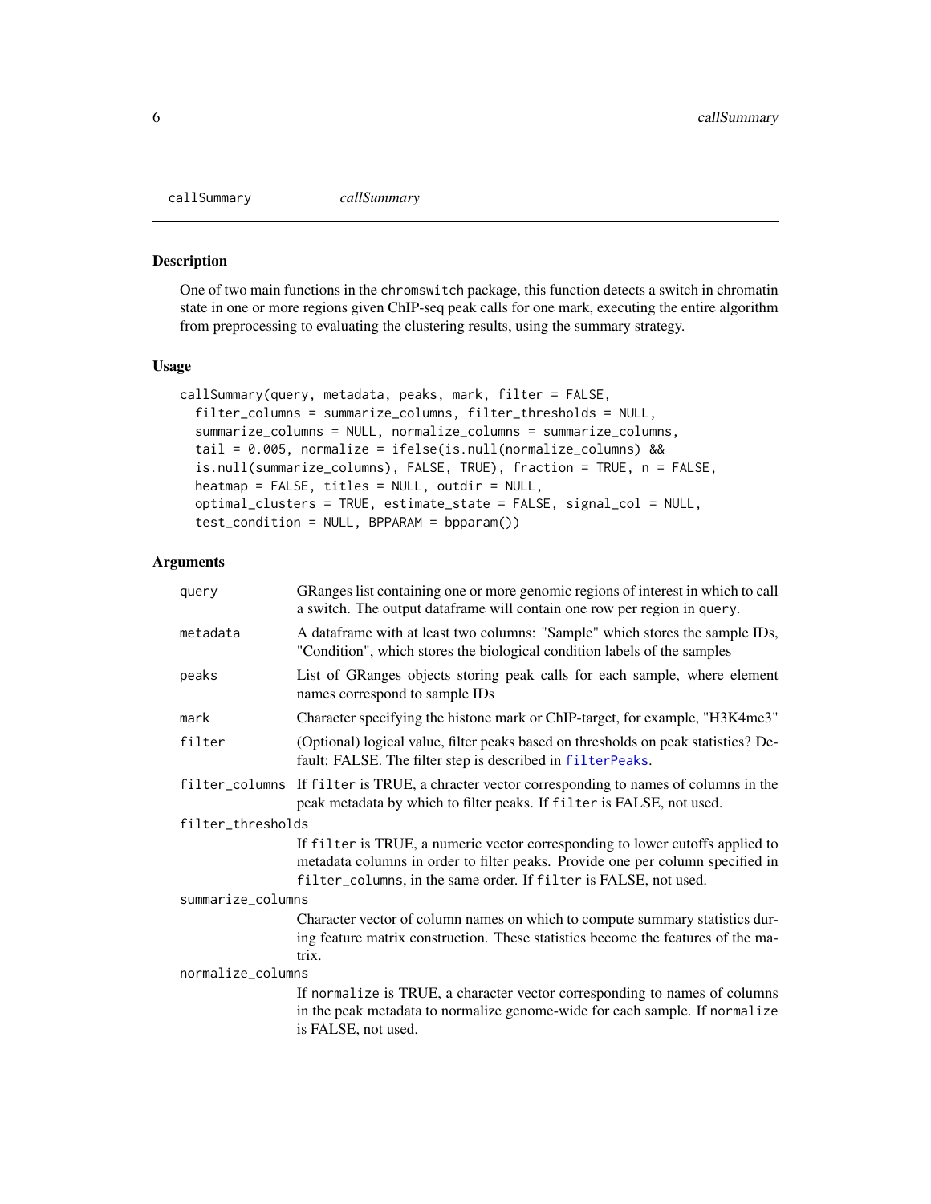# callSummary

*callSummary*

## Description

One of two main functions in the chromswitch package, this function detects a switch in chromatin state in one or more regions given ChIP-seq peak calls for one mark, executing the entire algorithm from preprocessing to evaluating the clustering results, using the summary strategy.

## Usage

```
callSummary(query, metadata, peaks, mark, filter = FALSE,
  filter_columns = summarize_columns, filter_thresholds = NULL,
  summarize_columns = NULL, normalize_columns = summarize_columns,
  tail = 0.005, normalize = ifelse(is.null(normalize_columns) &&
  is.null(summarize_columns), FALSE, TRUE), fraction = TRUE, n = FALSE,
  heatmap = FALSE, titles = NULL, outdir = NULL,
  optimal_clusters = TRUE, estimate_state = FALSE, signal_col = NULL,
  test_condition = NULL, BPPARAM = bpparam())
```

## Arguments

| Argument | Description |
|---|---|
| `query` | GRanges list containing one or more genomic regions of interest in which to call a switch. The output dataframe will contain one row per region in `query`. |
| `metadata` | A dataframe with at least two columns: "Sample" which stores the sample IDs, "Condition", which stores the biological condition labels of the samples |
| `peaks` | List of GRanges objects storing peak calls for each sample, where element names correspond to sample IDs |
| `mark` | Character specifying the histone mark or ChIP-target, for example, "H3K4me3" |
| `filter` | (Optional) logical value, filter peaks based on thresholds on peak statistics? Default: FALSE. The filter step is described in `filterPeaks`. |
| `filter_columns` | If `filter` is TRUE, a chracter vector corresponding to names of columns in the peak metadata by which to filter peaks. If `filter` is FALSE, not used. |
| `filter_thresholds` | If `filter` is TRUE, a numeric vector corresponding to lower cutoffs applied to metadata columns in order to filter peaks. Provide one per column specified in `filter_columns`, in the same order. If `filter` is FALSE, not used. |
| `summarize_columns` | Character vector of column names on which to compute summary statistics during feature matrix construction. These statistics become the features of the matrix. |
| `normalize_columns` | If `normalize` is TRUE, a character vector corresponding to names of columns in the peak metadata to normalize genome-wide for each sample. If `normalize` is FALSE, not used. |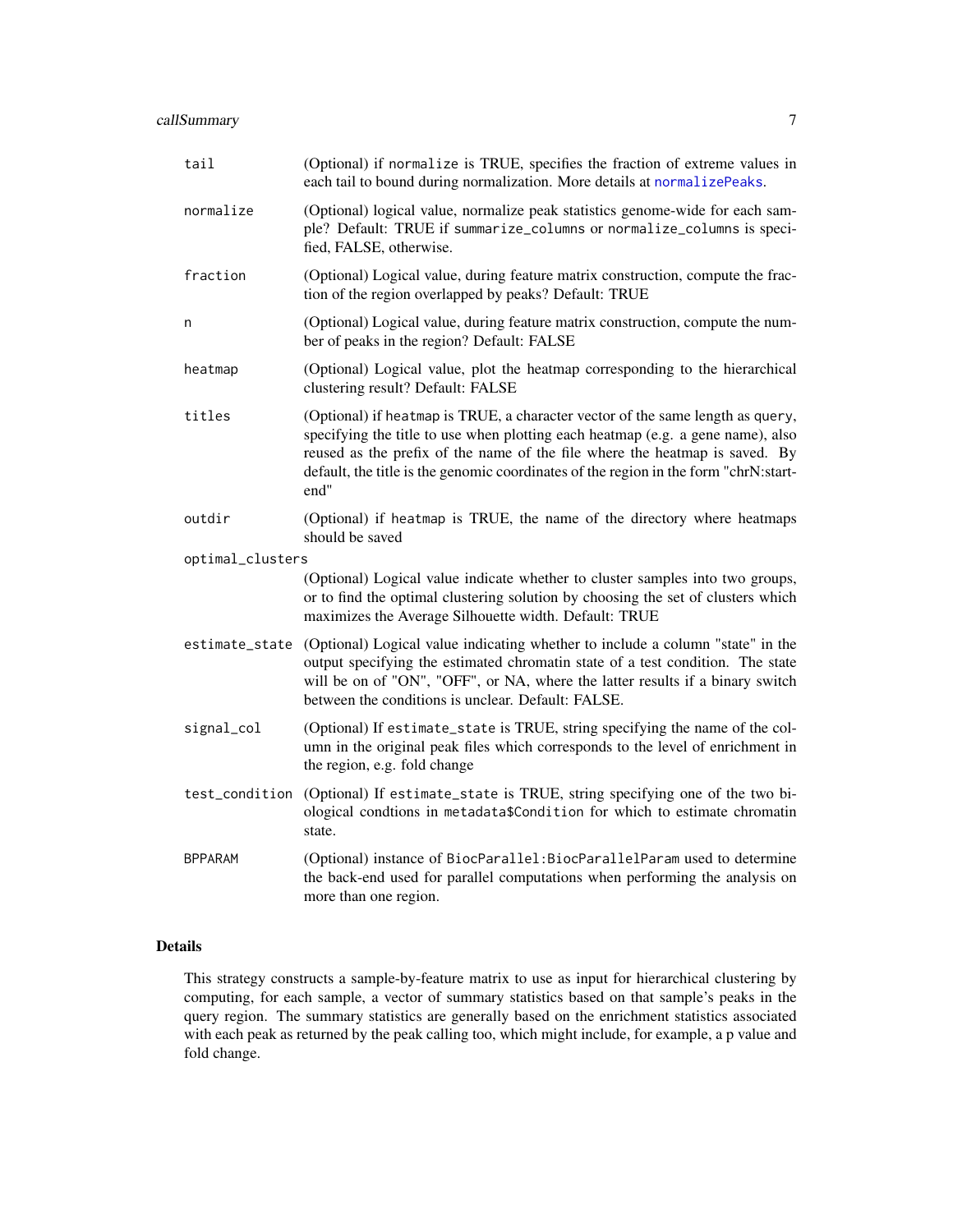| | |
|---|---|
| `tail` | (Optional) if `normalize` is TRUE, specifies the fraction of extreme values in each tail to bound during normalization. More details at `normalizePeaks`. |
| `normalize` | (Optional) logical value, normalize peak statistics genome-wide for each sample? Default: TRUE if `summarize_columns` or `normalize_columns` is specified, FALSE, otherwise. |
| `fraction` | (Optional) Logical value, during feature matrix construction, compute the fraction of the region overlapped by peaks? Default: TRUE |
| `n` | (Optional) Logical value, during feature matrix construction, compute the number of peaks in the region? Default: FALSE |
| `heatmap` | (Optional) Logical value, plot the heatmap corresponding to the hierarchical clustering result? Default: FALSE |
| `titles` | (Optional) if `heatmap` is TRUE, a character vector of the same length as `query`, specifying the title to use when plotting each heatmap (e.g. a gene name), also reused as the prefix of the name of the file where the heatmap is saved. By default, the title is the genomic coordinates of the region in the form "chrN:start-end" |
| `outdir` | (Optional) if `heatmap` is TRUE, the name of the directory where heatmaps should be saved |
| `optimal_clusters` | (Optional) Logical value indicate whether to cluster samples into two groups, or to find the optimal clustering solution by choosing the set of clusters which maximizes the Average Silhouette width. Default: TRUE |
| `estimate_state` | (Optional) Logical value indicating whether to include a column "state" in the output specifying the estimated chromatin state of a test condition. The state will be on of "ON", "OFF", or NA, where the latter results if a binary switch between the conditions is unclear. Default: FALSE. |
| `signal_col` | (Optional) If `estimate_state` is TRUE, string specifying the name of the column in the original peak files which corresponds to the level of enrichment in the region, e.g. fold change |
| `test_condition` | (Optional) If `estimate_state` is TRUE, string specifying one of the two biological condtions in `metadata$Condition` for which to estimate chromatin state. |
| `BPPARAM` | (Optional) instance of `BiocParallel:BiocParallelParam` used to determine the back-end used for parallel computations when performing the analysis on more than one region. |

## Details

This strategy constructs a sample-by-feature matrix to use as input for hierarchical clustering by computing, for each sample, a vector of summary statistics based on that sample's peaks in the query region. The summary statistics are generally based on the enrichment statistics associated with each peak as returned by the peak calling too, which might include, for example, a p value and fold change.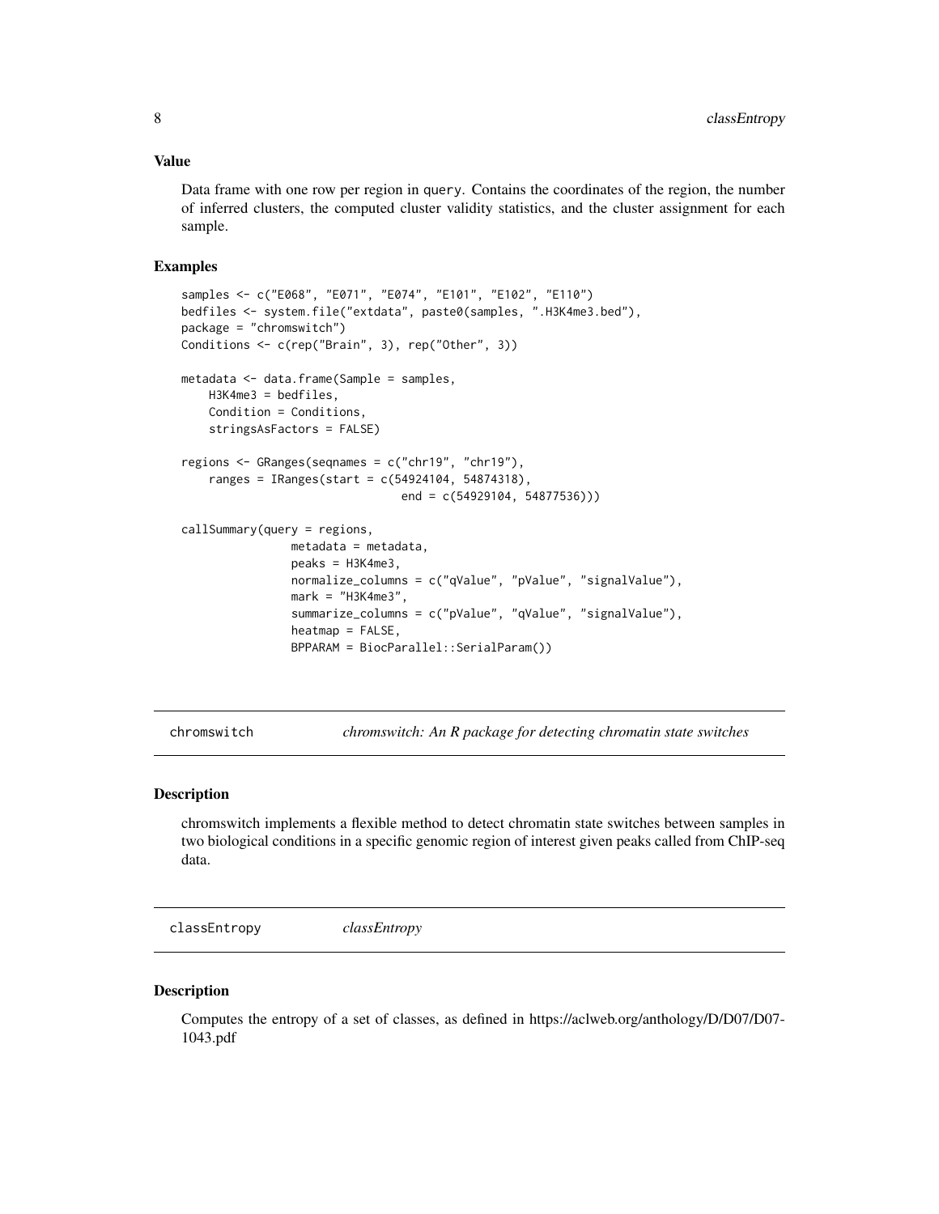## Value

Data frame with one row per region in query. Contains the coordinates of the region, the number of inferred clusters, the computed cluster validity statistics, and the cluster assignment for each sample.

## Examples

```
samples <- c("E068", "E071", "E074", "E101", "E102", "E110")
bedfiles <- system.file("extdata", paste0(samples, ".H3K4me3.bed"),
package = "chromswitch")
Conditions <- c(rep("Brain", 3), rep("Other", 3))

metadata <- data.frame(Sample = samples,
    H3K4me3 = bedfiles,
    Condition = Conditions,
    stringsAsFactors = FALSE)

regions <- GRanges(seqnames = c("chr19", "chr19"),
    ranges = IRanges(start = c(54924104, 54874318),
                            end = c(54929104, 54877536)))

callSummary(query = regions,
            metadata = metadata,
            peaks = H3K4me3,
            normalize_columns = c("qValue", "pValue", "signalValue"),
            mark = "H3K4me3",
            summarize_columns = c("pValue", "qValue", "signalValue"),
            heatmap = FALSE,
            BPPARAM = BiocParallel::SerialParam())
```

# chromswitch — *chromswitch: An R package for detecting chromatin state switches*

## Description

chromswitch implements a flexible method to detect chromatin state switches between samples in two biological conditions in a specific genomic region of interest given peaks called from ChIP-seq data.

# classEntropy — *classEntropy*

## Description

Computes the entropy of a set of classes, as defined in https://aclweb.org/anthology/D/D07/D07-1043.pdf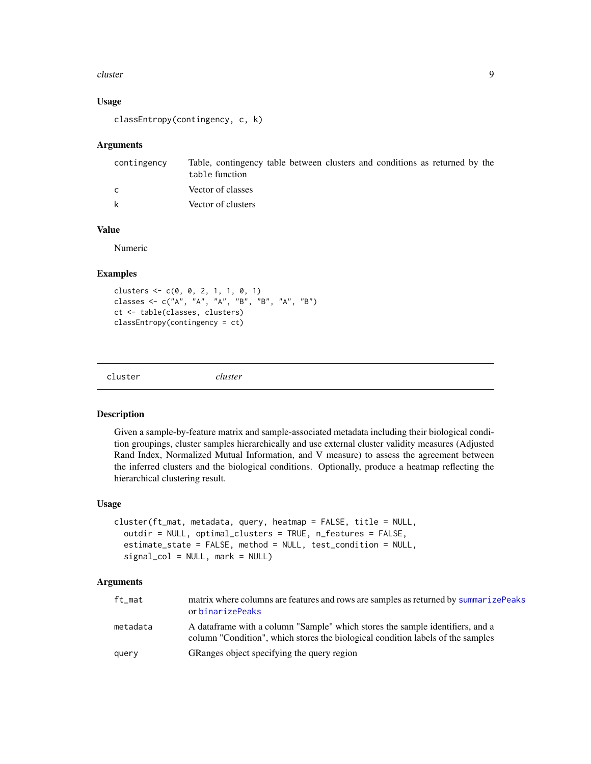### Usage

```
classEntropy(contingency, c, k)
```

### Arguments

| | |
|---|---|
| contingency | Table, contingency table between clusters and conditions as returned by the `table` function |
| c | Vector of classes |
| k | Vector of clusters |

### Value

Numeric

### Examples

```
clusters <- c(0, 0, 2, 1, 1, 0, 1)
classes <- c("A", "A", "A", "B", "B", "A", "B")
ct <- table(classes, clusters)
classEntropy(contingency = ct)
```

---

## cluster *cluster*

---

### Description

Given a sample-by-feature matrix and sample-associated metadata including their biological condition groupings, cluster samples hierarchically and use external cluster validity measures (Adjusted Rand Index, Normalized Mutual Information, and V measure) to assess the agreement between the inferred clusters and the biological conditions. Optionally, produce a heatmap reflecting the hierarchical clustering result.

### Usage

```
cluster(ft_mat, metadata, query, heatmap = FALSE, title = NULL,
  outdir = NULL, optimal_clusters = TRUE, n_features = FALSE,
  estimate_state = FALSE, method = NULL, test_condition = NULL,
  signal_col = NULL, mark = NULL)
```

### Arguments

| | |
|---|---|
| ft_mat | matrix where columns are features and rows are samples as returned by `summarizePeaks` or `binarizePeaks` |
| metadata | A dataframe with a column "Sample" which stores the sample identifiers, and a column "Condition", which stores the biological condition labels of the samples |
| query | GRanges object specifying the query region |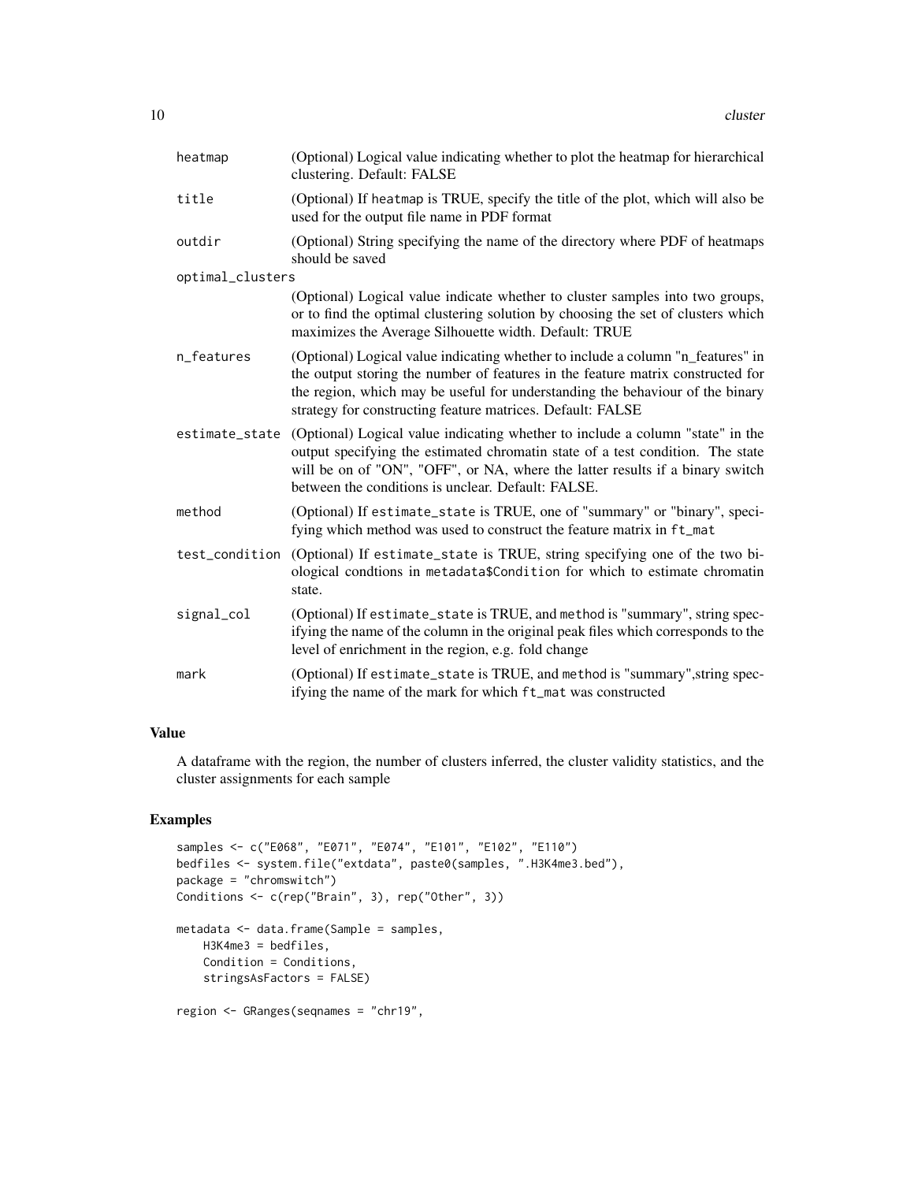| | |
|---|---|
| heatmap | (Optional) Logical value indicating whether to plot the heatmap for hierarchical clustering. Default: FALSE |
| title | (Optional) If heatmap is TRUE, specify the title of the plot, which will also be used for the output file name in PDF format |
| outdir | (Optional) String specifying the name of the directory where PDF of heatmaps should be saved |
| optimal_clusters | (Optional) Logical value indicate whether to cluster samples into two groups, or to find the optimal clustering solution by choosing the set of clusters which maximizes the Average Silhouette width. Default: TRUE |
| n_features | (Optional) Logical value indicating whether to include a column "n_features" in the output storing the number of features in the feature matrix constructed for the region, which may be useful for understanding the behaviour of the binary strategy for constructing feature matrices. Default: FALSE |
| estimate_state | (Optional) Logical value indicating whether to include a column "state" in the output specifying the estimated chromatin state of a test condition. The state will be on of "ON", "OFF", or NA, where the latter results if a binary switch between the conditions is unclear. Default: FALSE. |
| method | (Optional) If estimate_state is TRUE, one of "summary" or "binary", specifying which method was used to construct the feature matrix in ft_mat |
| test_condition | (Optional) If estimate_state is TRUE, string specifying one of the two biological condtions in metadata$Condition for which to estimate chromatin state. |
| signal_col | (Optional) If estimate_state is TRUE, and method is "summary", string specifying the name of the column in the original peak files which corresponds to the level of enrichment in the region, e.g. fold change |
| mark | (Optional) If estimate_state is TRUE, and method is "summary",string specifying the name of the mark for which ft_mat was constructed |

## Value

A dataframe with the region, the number of clusters inferred, the cluster validity statistics, and the cluster assignments for each sample

## Examples

```
samples <- c("E068", "E071", "E074", "E101", "E102", "E110")
bedfiles <- system.file("extdata", paste0(samples, ".H3K4me3.bed"),
package = "chromswitch")
Conditions <- c(rep("Brain", 3), rep("Other", 3))

metadata <- data.frame(Sample = samples,
    H3K4me3 = bedfiles,
    Condition = Conditions,
    stringsAsFactors = FALSE)

region <- GRanges(seqnames = "chr19",
```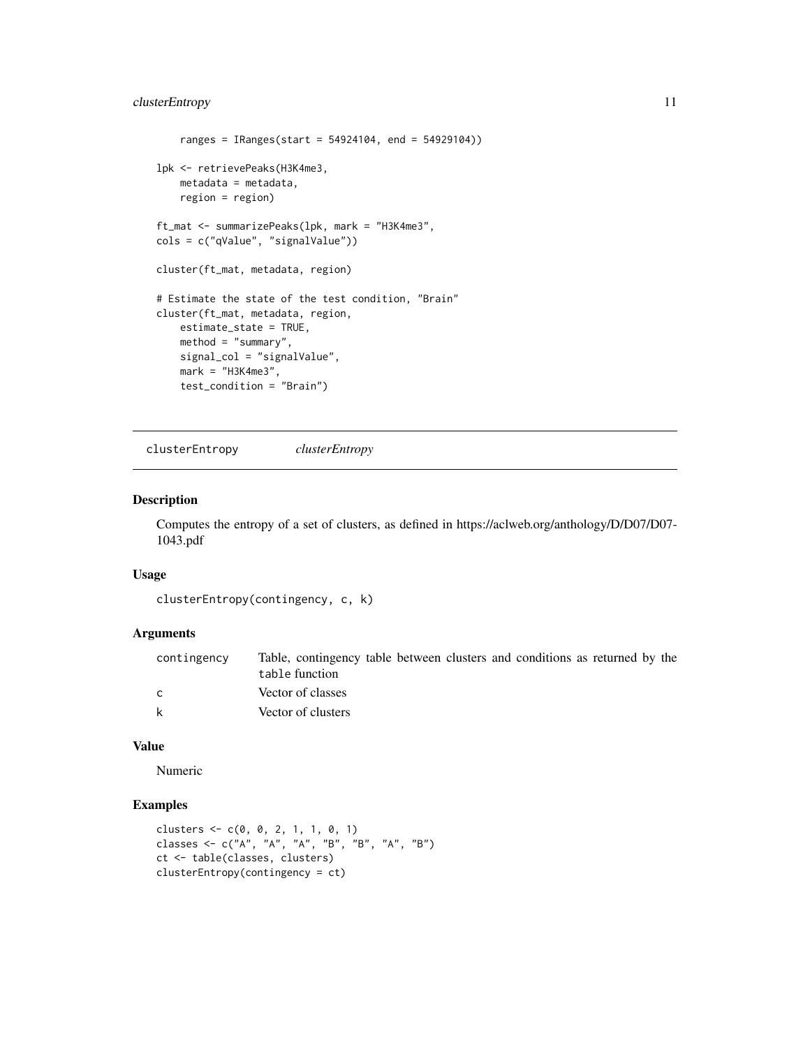```
    ranges = IRanges(start = 54924104, end = 54929104))

lpk <- retrievePeaks(H3K4me3,
    metadata = metadata,
    region = region)

ft_mat <- summarizePeaks(lpk, mark = "H3K4me3",
cols = c("qValue", "signalValue"))

cluster(ft_mat, metadata, region)

# Estimate the state of the test condition, "Brain"
cluster(ft_mat, metadata, region,
    estimate_state = TRUE,
    method = "summary",
    signal_col = "signalValue",
    mark = "H3K4me3",
    test_condition = "Brain")
```

## clusterEntropy *clusterEntropy*

### Description

Computes the entropy of a set of clusters, as defined in https://aclweb.org/anthology/D/D07/D07-1043.pdf

### Usage

```
clusterEntropy(contingency, c, k)
```

### Arguments

| | |
|---|---|
| contingency | Table, contingency table between clusters and conditions as returned by the `table` function |
| c | Vector of classes |
| k | Vector of clusters |

### Value

Numeric

### Examples

```
clusters <- c(0, 0, 2, 1, 1, 0, 1)
classes <- c("A", "A", "A", "B", "B", "A", "B")
ct <- table(classes, clusters)
clusterEntropy(contingency = ct)
```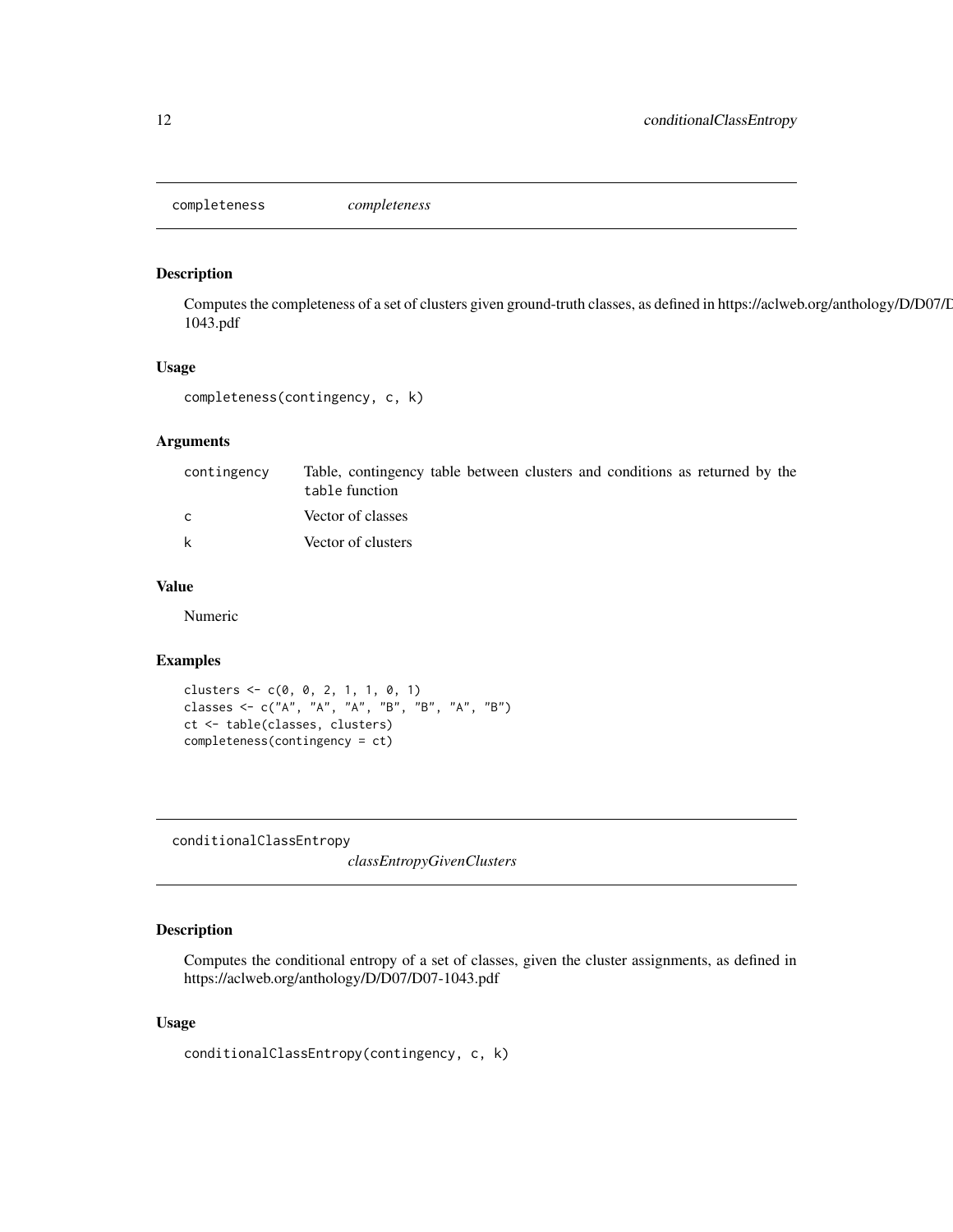## completeness *completeness*

### Description

Computes the completeness of a set of clusters given ground-truth classes, as defined in https://aclweb.org/anthology/D/D07/D07-1043.pdf

### Usage

```
completeness(contingency, c, k)
```

### Arguments

| | |
|---|---|
| contingency | Table, contingency table between clusters and conditions as returned by the `table` function |
| c | Vector of classes |
| k | Vector of clusters |

### Value

Numeric

### Examples

```
clusters <- c(0, 0, 2, 1, 1, 0, 1)
classes <- c("A", "A", "A", "B", "B", "A", "B")
ct <- table(classes, clusters)
completeness(contingency = ct)
```

## conditionalClassEntropy *classEntropyGivenClusters*

### Description

Computes the conditional entropy of a set of classes, given the cluster assignments, as defined in https://aclweb.org/anthology/D/D07/D07-1043.pdf

### Usage

```
conditionalClassEntropy(contingency, c, k)
```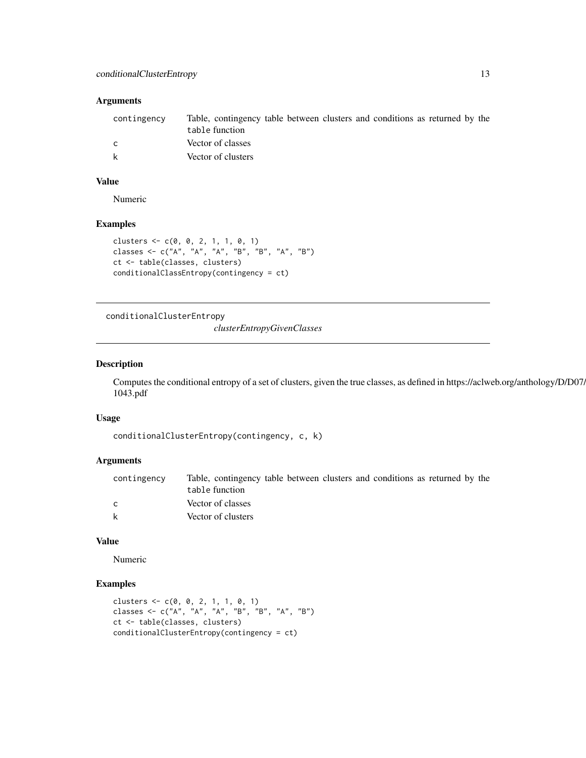### Arguments

| | |
|---|---|
| contingency | Table, contingency table between clusters and conditions as returned by the `table` function |
| c | Vector of classes |
| k | Vector of clusters |

### Value

Numeric

### Examples

```
clusters <- c(0, 0, 2, 1, 1, 0, 1)
classes <- c("A", "A", "A", "B", "B", "A", "B")
ct <- table(classes, clusters)
conditionalClassEntropy(contingency = ct)
```

---

## conditionalClusterEntropy

*clusterEntropyGivenClasses*

---

### Description

Computes the conditional entropy of a set of clusters, given the true classes, as defined in https://aclweb.org/anthology/D/D07/D07-1043.pdf

### Usage

```
conditionalClusterEntropy(contingency, c, k)
```

### Arguments

| | |
|---|---|
| contingency | Table, contingency table between clusters and conditions as returned by the `table` function |
| c | Vector of classes |
| k | Vector of clusters |

### Value

Numeric

### Examples

```
clusters <- c(0, 0, 2, 1, 1, 0, 1)
classes <- c("A", "A", "A", "B", "B", "A", "B")
ct <- table(classes, clusters)
conditionalClusterEntropy(contingency = ct)
```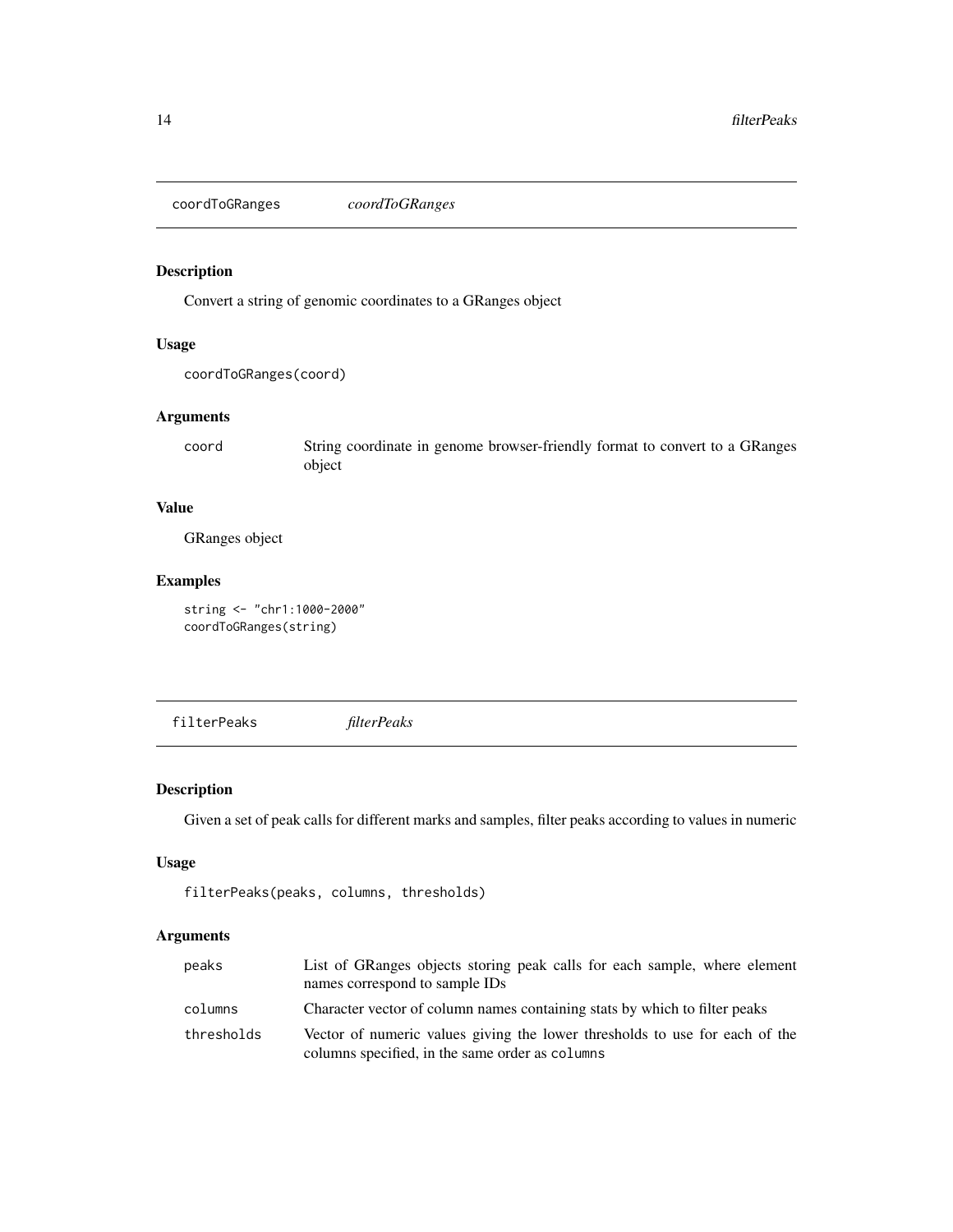## coordToGRanges *coordToGRanges*

### Description

Convert a string of genomic coordinates to a GRanges object

### Usage

```
coordToGRanges(coord)
```

### Arguments

| | |
|---|---|
| coord | String coordinate in genome browser-friendly format to convert to a GRanges object |

### Value

GRanges object

### Examples

```
string <- "chr1:1000-2000"
coordToGRanges(string)
```

## filterPeaks *filterPeaks*

### Description

Given a set of peak calls for different marks and samples, filter peaks according to values in numeric

### Usage

```
filterPeaks(peaks, columns, thresholds)
```

### Arguments

| | |
|---|---|
| peaks | List of GRanges objects storing peak calls for each sample, where element names correspond to sample IDs |
| columns | Character vector of column names containing stats by which to filter peaks |
| thresholds | Vector of numeric values giving the lower thresholds to use for each of the columns specified, in the same order as `columns` |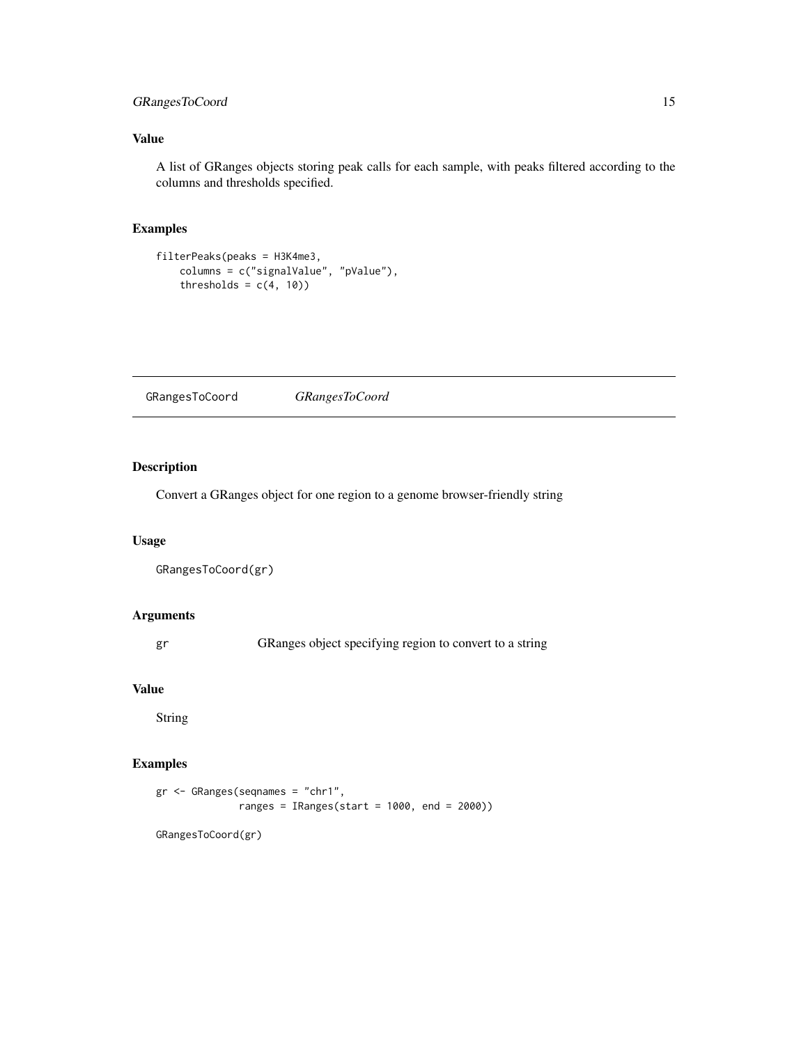## Value

A list of GRanges objects storing peak calls for each sample, with peaks filtered according to the columns and thresholds specified.

## Examples

```
filterPeaks(peaks = H3K4me3,
    columns = c("signalValue", "pValue"),
    thresholds = c(4, 10))
```

---

# GRangesToCoord *GRangesToCoord*

---

## Description

Convert a GRanges object for one region to a genome browser-friendly string

## Usage

```
GRangesToCoord(gr)
```

## Arguments

| | |
|---|---|
| gr | GRanges object specifying region to convert to a string |

## Value

String

## Examples

```
gr <- GRanges(seqnames = "chr1",
              ranges = IRanges(start = 1000, end = 2000))

GRangesToCoord(gr)
```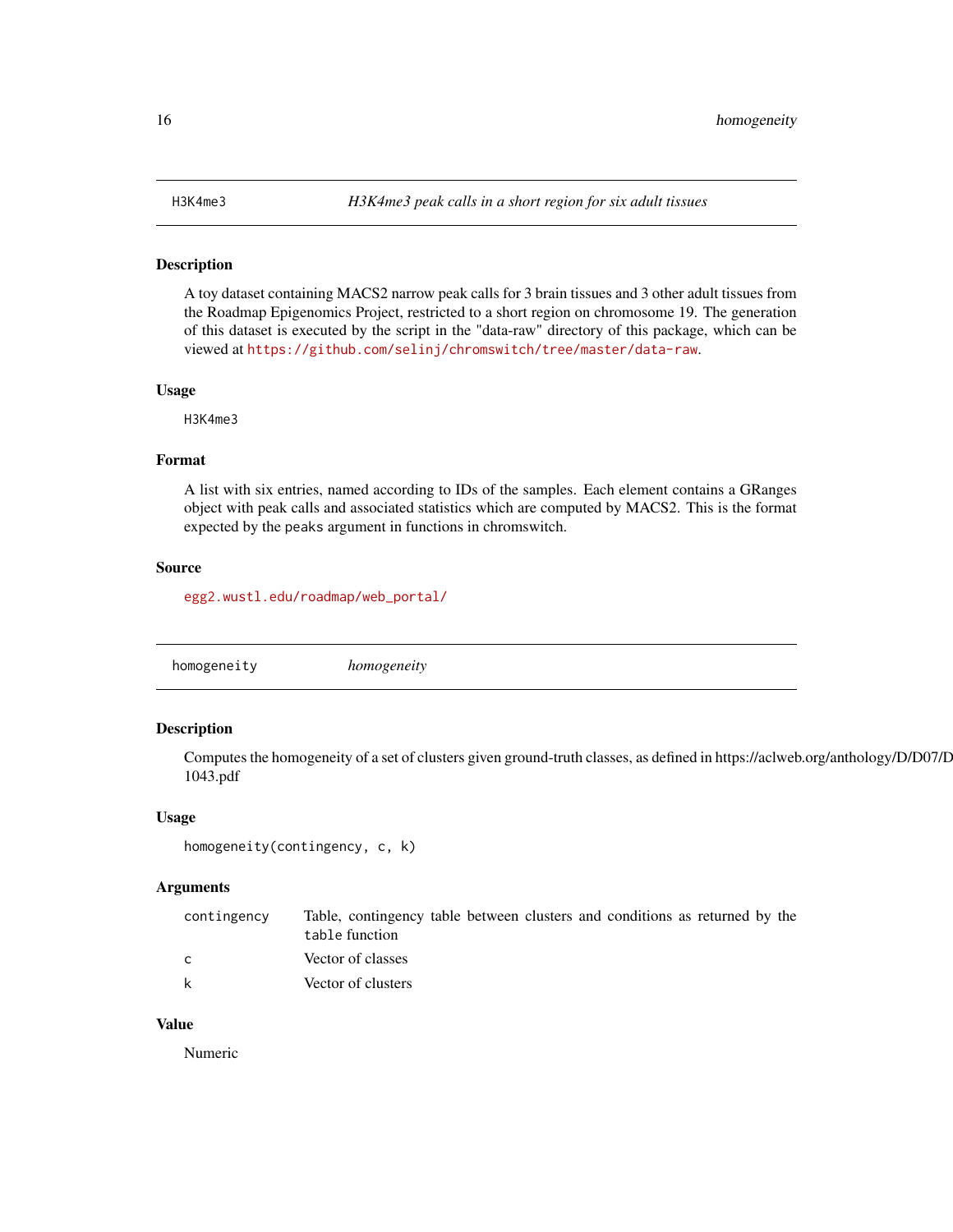## H3K4me3 — *H3K4me3 peak calls in a short region for six adult tissues*

### Description

A toy dataset containing MACS2 narrow peak calls for 3 brain tissues and 3 other adult tissues from the Roadmap Epigenomics Project, restricted to a short region on chromosome 19. The generation of this dataset is executed by the script in the "data-raw" directory of this package, which can be viewed at https://github.com/selinj/chromswitch/tree/master/data-raw.

### Usage

```
H3K4me3
```

### Format

A list with six entries, named according to IDs of the samples. Each element contains a GRanges object with peak calls and associated statistics which are computed by MACS2. This is the format expected by the `peaks` argument in functions in chromswitch.

### Source

egg2.wustl.edu/roadmap/web_portal/

## homogeneity — *homogeneity*

### Description

Computes the homogeneity of a set of clusters given ground-truth classes, as defined in https://aclweb.org/anthology/D/D07/D 1043.pdf

### Usage

```
homogeneity(contingency, c, k)
```

### Arguments

| | |
|---|---|
| `contingency` | Table, contingency table between clusters and conditions as returned by the `table` function |
| `c` | Vector of classes |
| `k` | Vector of clusters |

### Value

Numeric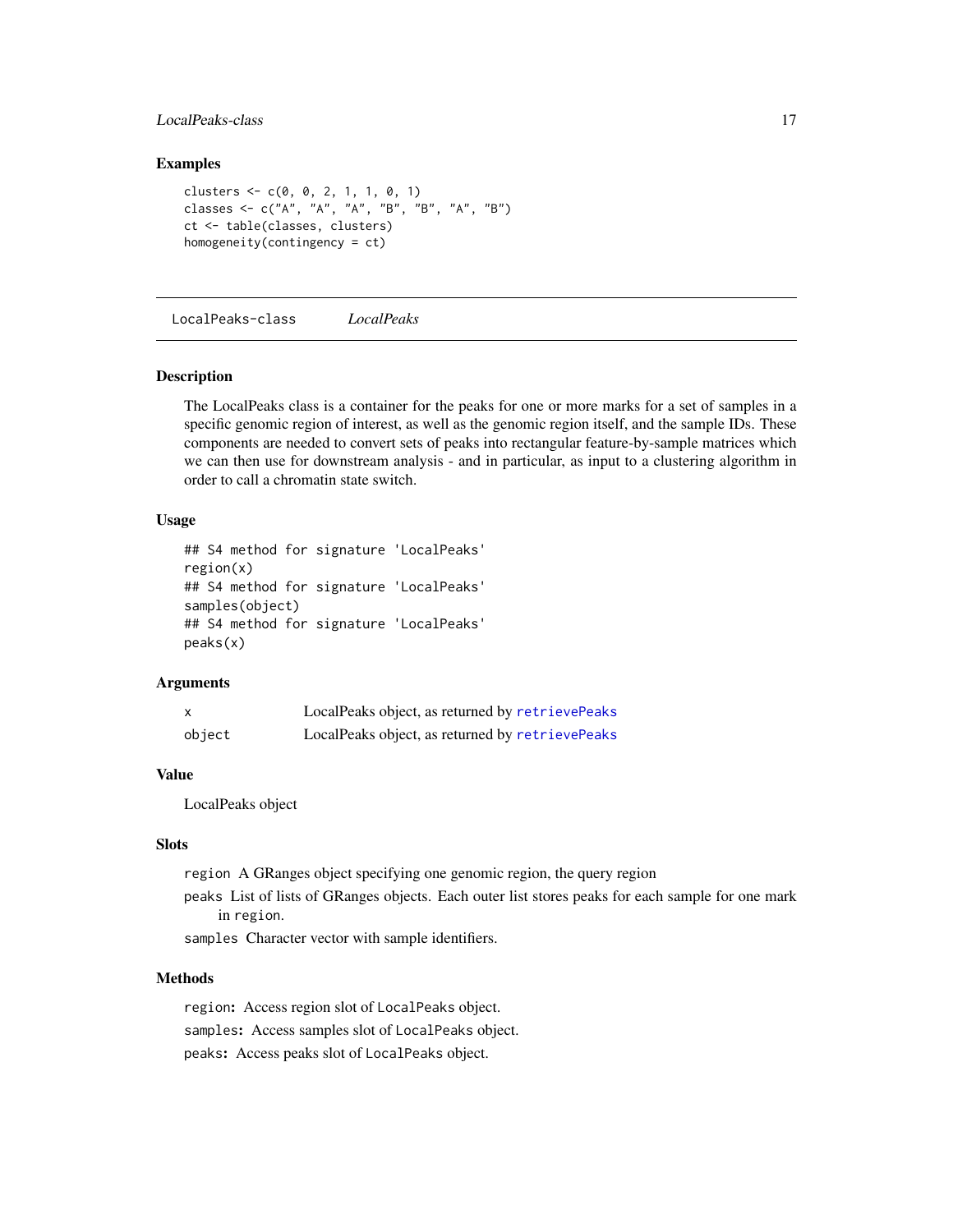### Examples

```
clusters <- c(0, 0, 2, 1, 1, 0, 1)
classes <- c("A", "A", "A", "B", "B", "A", "B")
ct <- table(classes, clusters)
homogeneity(contingency = ct)
```

---

## LocalPeaks-class *LocalPeaks*

---

### Description

The LocalPeaks class is a container for the peaks for one or more marks for a set of samples in a specific genomic region of interest, as well as the genomic region itself, and the sample IDs. These components are needed to convert sets of peaks into rectangular feature-by-sample matrices which we can then use for downstream analysis - and in particular, as input to a clustering algorithm in order to call a chromatin state switch.

### Usage

```
## S4 method for signature 'LocalPeaks'
region(x)
## S4 method for signature 'LocalPeaks'
samples(object)
## S4 method for signature 'LocalPeaks'
peaks(x)
```

### Arguments

| | |
|---|---|
| `x` | LocalPeaks object, as returned by `retrievePeaks` |
| `object` | LocalPeaks object, as returned by `retrievePeaks` |

### Value

LocalPeaks object

### Slots

`region` A GRanges object specifying one genomic region, the query region

`peaks` List of lists of GRanges objects. Each outer list stores peaks for each sample for one mark in `region`.

`samples` Character vector with sample identifiers.

### Methods

**`region`:** Access region slot of `LocalPeaks` object.

**`samples`:** Access samples slot of `LocalPeaks` object.

**`peaks`:** Access peaks slot of `LocalPeaks` object.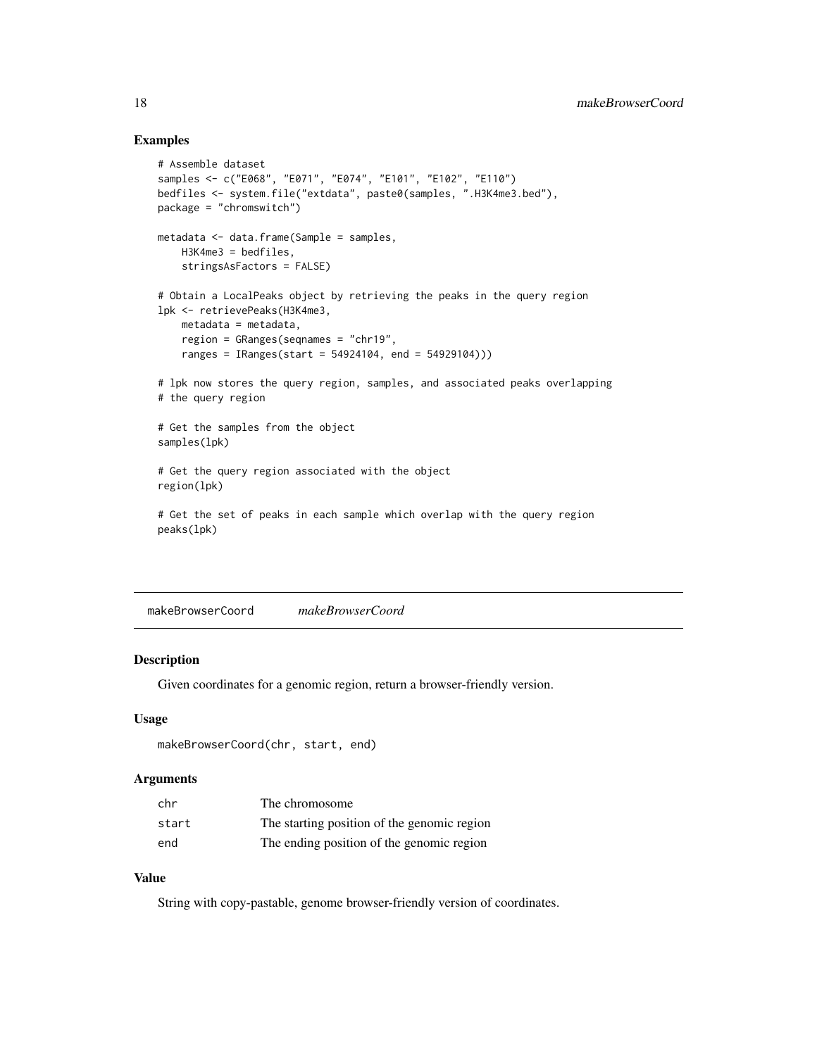## Examples

```
# Assemble dataset
samples <- c("E068", "E071", "E074", "E101", "E102", "E110")
bedfiles <- system.file("extdata", paste0(samples, ".H3K4me3.bed"),
package = "chromswitch")

metadata <- data.frame(Sample = samples,
    H3K4me3 = bedfiles,
    stringsAsFactors = FALSE)

# Obtain a LocalPeaks object by retrieving the peaks in the query region
lpk <- retrievePeaks(H3K4me3,
    metadata = metadata,
    region = GRanges(seqnames = "chr19",
    ranges = IRanges(start = 54924104, end = 54929104)))

# lpk now stores the query region, samples, and associated peaks overlapping
# the query region

# Get the samples from the object
samples(lpk)

# Get the query region associated with the object
region(lpk)

# Get the set of peaks in each sample which overlap with the query region
peaks(lpk)
```

---

# makeBrowserCoord — *makeBrowserCoord*

## Description

Given coordinates for a genomic region, return a browser-friendly version.

## Usage

```
makeBrowserCoord(chr, start, end)
```

## Arguments

| | |
|---|---|
| chr | The chromosome |
| start | The starting position of the genomic region |
| end | The ending position of the genomic region |

## Value

String with copy-pastable, genome browser-friendly version of coordinates.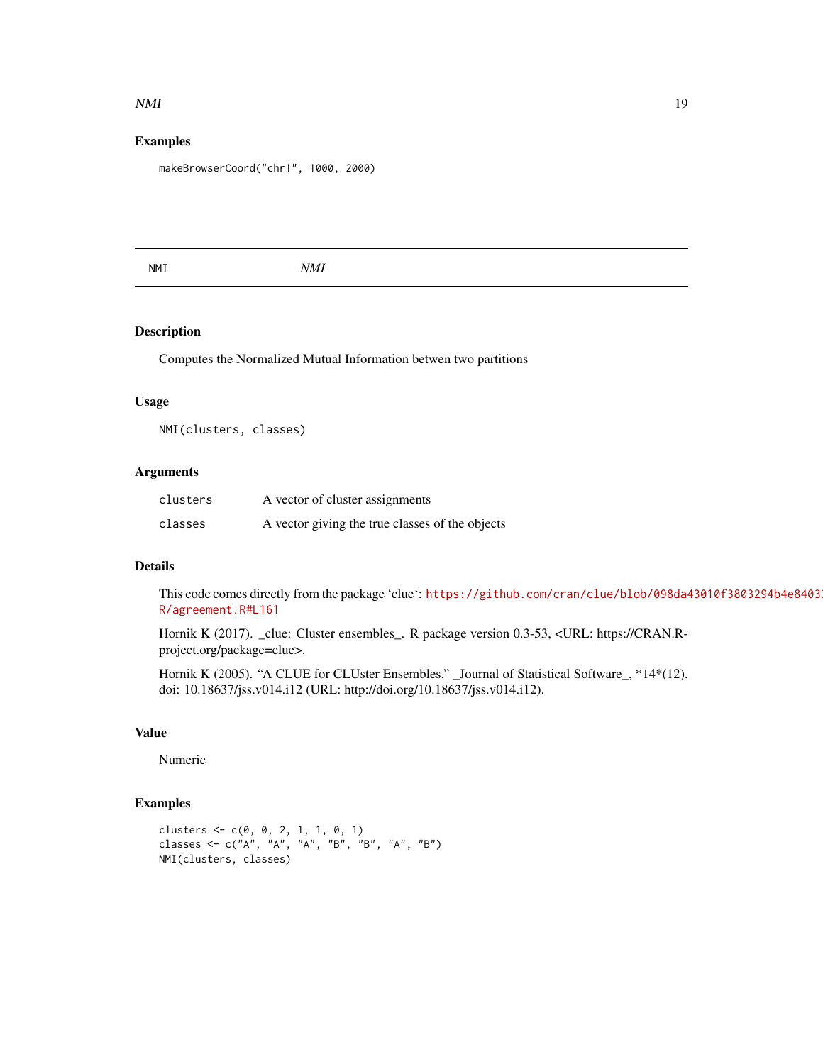## Examples

```
makeBrowserCoord("chr1", 1000, 2000)
```

---

# NMI — *NMI*

---

## Description

Computes the Normalized Mutual Information betwen two partitions

## Usage

```
NMI(clusters, classes)
```

## Arguments

| | |
|---|---|
| `clusters` | A vector of cluster assignments |
| `classes` | A vector giving the true classes of the objects |

## Details

This code comes directly from the package 'clue': https://github.com/cran/clue/blob/098da43010f3803294b4e8403 R/agreement.R#L161

Hornik K (2017). _clue: Cluster ensembles_. R package version 0.3-53, <URL: https://CRAN.R-project.org/package=clue>.

Hornik K (2005). "A CLUE for CLUster Ensembles." _Journal of Statistical Software_, *14*(12). doi: 10.18637/jss.v014.i12 (URL: http://doi.org/10.18637/jss.v014.i12).

## Value

Numeric

## Examples

```
clusters <- c(0, 0, 2, 1, 1, 0, 1)
classes <- c("A", "A", "A", "B", "B", "A", "B")
NMI(clusters, classes)
```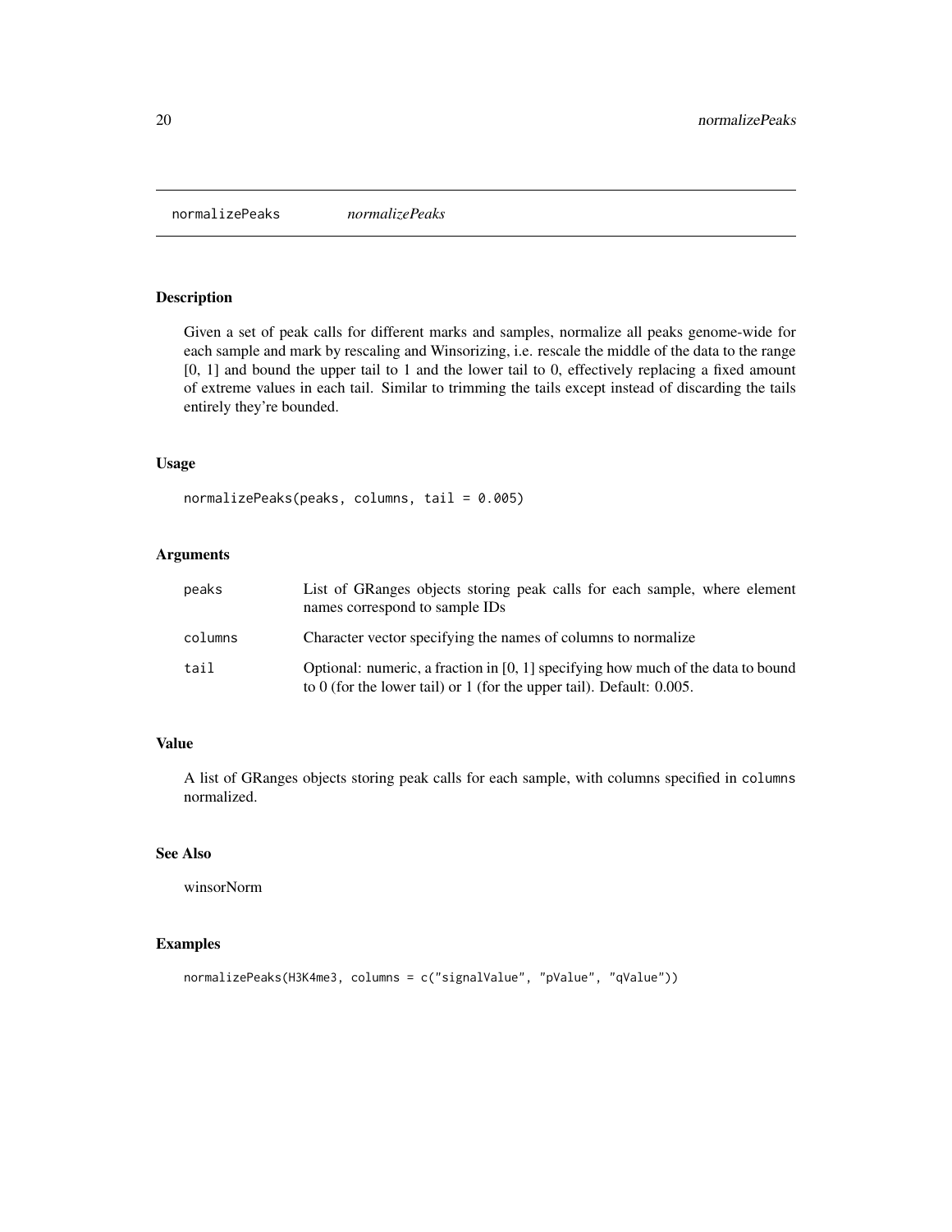# normalizePeaks *normalizePeaks*

## Description

Given a set of peak calls for different marks and samples, normalize all peaks genome-wide for each sample and mark by rescaling and Winsorizing, i.e. rescale the middle of the data to the range [0, 1] and bound the upper tail to 1 and the lower tail to 0, effectively replacing a fixed amount of extreme values in each tail. Similar to trimming the tails except instead of discarding the tails entirely they're bounded.

## Usage

```
normalizePeaks(peaks, columns, tail = 0.005)
```

## Arguments

| | |
|---|---|
| `peaks` | List of GRanges objects storing peak calls for each sample, where element names correspond to sample IDs |
| `columns` | Character vector specifying the names of columns to normalize |
| `tail` | Optional: numeric, a fraction in [0, 1] specifying how much of the data to bound to 0 (for the lower tail) or 1 (for the upper tail). Default: 0.005. |

## Value

A list of GRanges objects storing peak calls for each sample, with columns specified in `columns` normalized.

## See Also

winsorNorm

## Examples

```
normalizePeaks(H3K4me3, columns = c("signalValue", "pValue", "qValue"))
```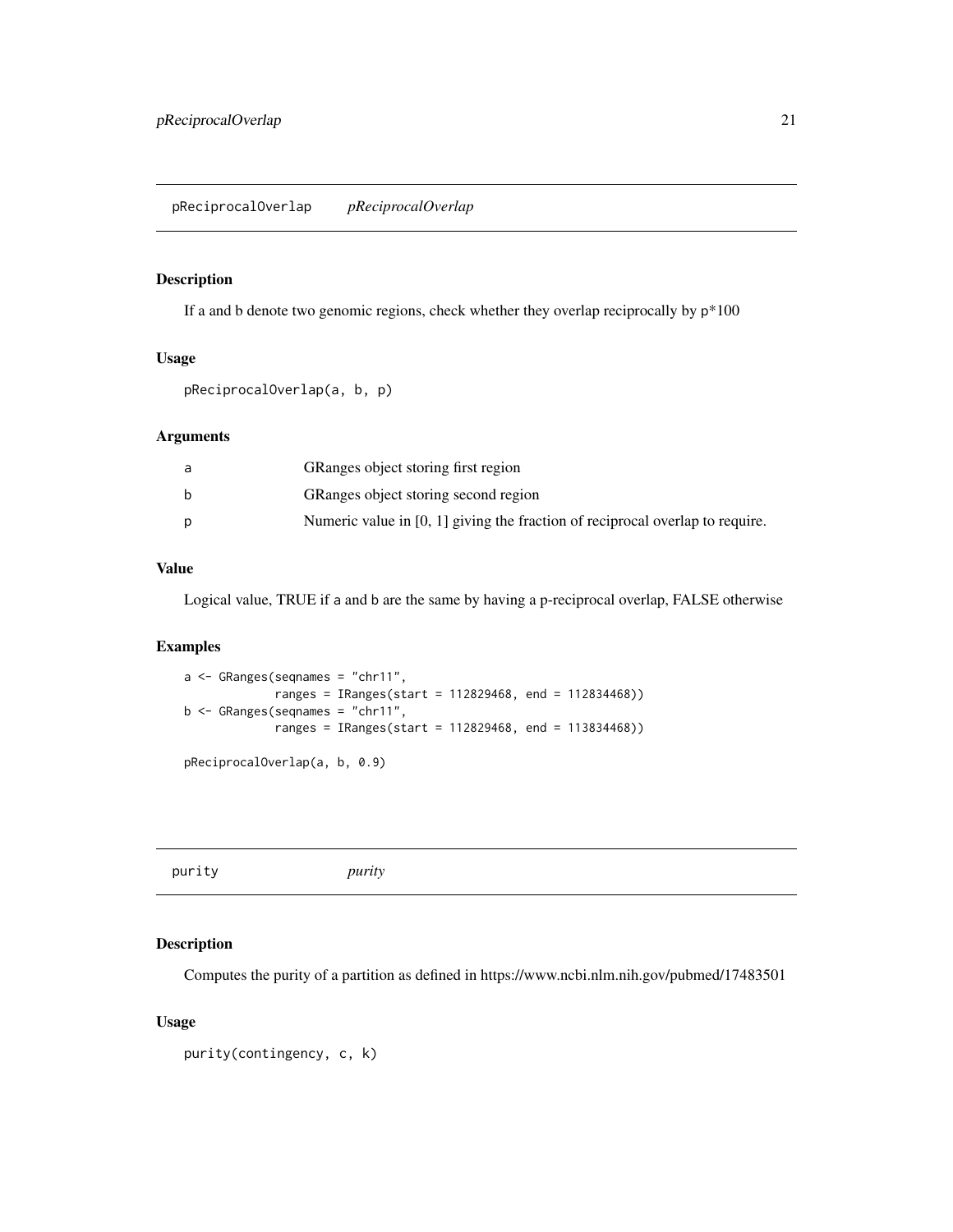## pReciprocalOverlap *pReciprocalOverlap*

### Description

If a and b denote two genomic regions, check whether they overlap reciprocally by p*100

### Usage

```
pReciprocalOverlap(a, b, p)
```

### Arguments

| | |
|---|---|
| a | GRanges object storing first region |
| b | GRanges object storing second region |
| p | Numeric value in [0, 1] giving the fraction of reciprocal overlap to require. |

### Value

Logical value, TRUE if a and b are the same by having a p-reciprocal overlap, FALSE otherwise

### Examples

```
a <- GRanges(seqnames = "chr11",
             ranges = IRanges(start = 112829468, end = 112834468))
b <- GRanges(seqnames = "chr11",
             ranges = IRanges(start = 112829468, end = 113834468))

pReciprocalOverlap(a, b, 0.9)
```

## purity *purity*

### Description

Computes the purity of a partition as defined in https://www.ncbi.nlm.nih.gov/pubmed/17483501

### Usage

```
purity(contingency, c, k)
```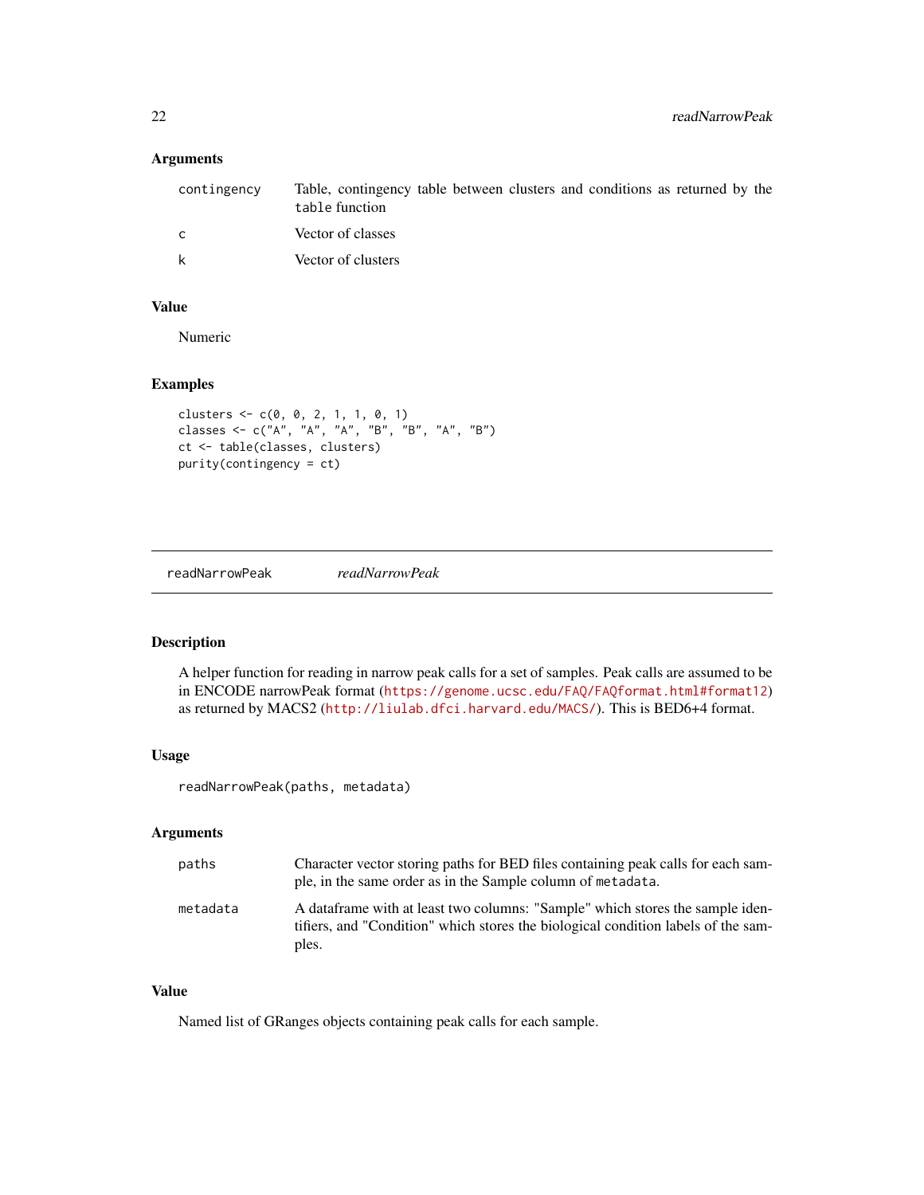### Arguments

| | |
|---|---|
| contingency | Table, contingency table between clusters and conditions as returned by the `table` function |
| c | Vector of classes |
| k | Vector of clusters |

### Value

Numeric

### Examples

```
clusters <- c(0, 0, 2, 1, 1, 0, 1)
classes <- c("A", "A", "A", "B", "B", "A", "B")
ct <- table(classes, clusters)
purity(contingency = ct)
```

---

## readNarrowPeak *readNarrowPeak*

### Description

A helper function for reading in narrow peak calls for a set of samples. Peak calls are assumed to be in ENCODE narrowPeak format (https://genome.ucsc.edu/FAQ/FAQformat.html#format12) as returned by MACS2 (http://liulab.dfci.harvard.edu/MACS/). This is BED6+4 format.

### Usage

```
readNarrowPeak(paths, metadata)
```

### Arguments

| | |
|---|---|
| paths | Character vector storing paths for BED files containing peak calls for each sample, in the same order as in the Sample column of `metadata`. |
| metadata | A dataframe with at least two columns: "Sample" which stores the sample identifiers, and "Condition" which stores the biological condition labels of the samples. |

### Value

Named list of GRanges objects containing peak calls for each sample.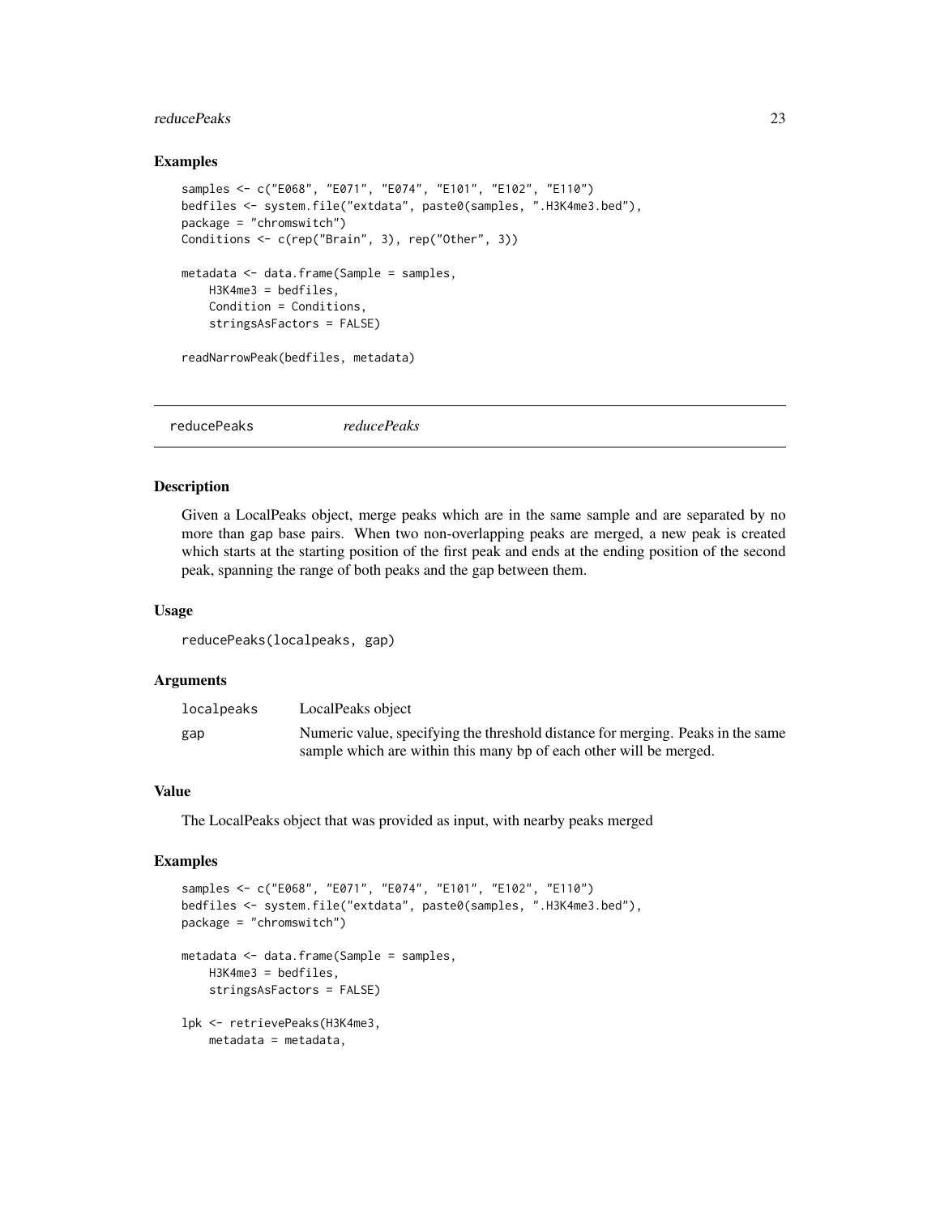### Examples

```
samples <- c("E068", "E071", "E074", "E101", "E102", "E110")
bedfiles <- system.file("extdata", paste0(samples, ".H3K4me3.bed"),
package = "chromswitch")
Conditions <- c(rep("Brain", 3), rep("Other", 3))

metadata <- data.frame(Sample = samples,
    H3K4me3 = bedfiles,
    Condition = Conditions,
    stringsAsFactors = FALSE)

readNarrowPeak(bedfiles, metadata)
```

---

## reducePeaks *reducePeaks*

### Description

Given a LocalPeaks object, merge peaks which are in the same sample and are separated by no more than gap base pairs. When two non-overlapping peaks are merged, a new peak is created which starts at the starting position of the first peak and ends at the ending position of the second peak, spanning the range of both peaks and the gap between them.

### Usage

```
reducePeaks(localpeaks, gap)
```

### Arguments

| | |
|---|---|
| localpeaks | LocalPeaks object |
| gap | Numeric value, specifying the threshold distance for merging. Peaks in the same sample which are within this many bp of each other will be merged. |

### Value

The LocalPeaks object that was provided as input, with nearby peaks merged

### Examples

```
samples <- c("E068", "E071", "E074", "E101", "E102", "E110")
bedfiles <- system.file("extdata", paste0(samples, ".H3K4me3.bed"),
package = "chromswitch")

metadata <- data.frame(Sample = samples,
    H3K4me3 = bedfiles,
    stringsAsFactors = FALSE)

lpk <- retrievePeaks(H3K4me3,
    metadata = metadata,
```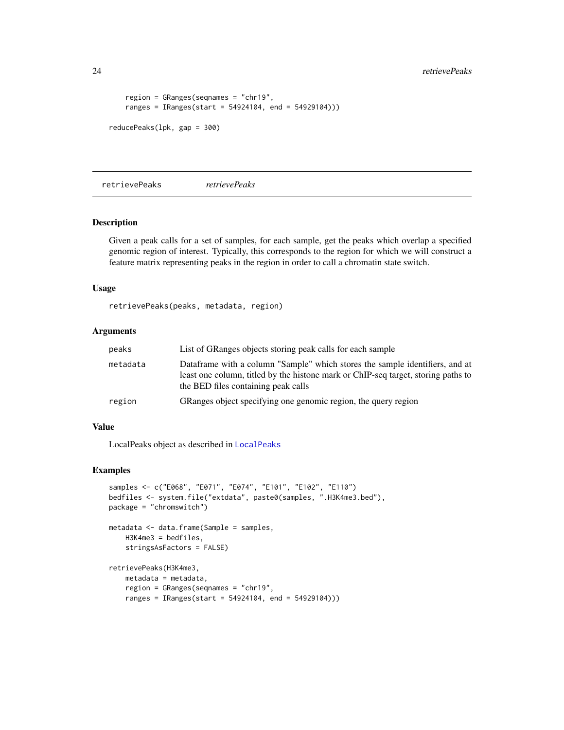```
    region = GRanges(seqnames = "chr19",
    ranges = IRanges(start = 54924104, end = 54929104)))

reducePeaks(lpk, gap = 300)
```

## retrievePeaks *retrievePeaks*

### Description

Given a peak calls for a set of samples, for each sample, get the peaks which overlap a specified genomic region of interest. Typically, this corresponds to the region for which we will construct a feature matrix representing peaks in the region in order to call a chromatin state switch.

### Usage

```
retrievePeaks(peaks, metadata, region)
```

### Arguments

| | |
|---|---|
| peaks | List of GRanges objects storing peak calls for each sample |
| metadata | Dataframe with a column "Sample" which stores the sample identifiers, and at least one column, titled by the histone mark or ChIP-seq target, storing paths to the BED files containing peak calls |
| region | GRanges object specifying one genomic region, the query region |

### Value

LocalPeaks object as described in LocalPeaks

### Examples

```
samples <- c("E068", "E071", "E074", "E101", "E102", "E110")
bedfiles <- system.file("extdata", paste0(samples, ".H3K4me3.bed"),
package = "chromswitch")

metadata <- data.frame(Sample = samples,
    H3K4me3 = bedfiles,
    stringsAsFactors = FALSE)

retrievePeaks(H3K4me3,
    metadata = metadata,
    region = GRanges(seqnames = "chr19",
    ranges = IRanges(start = 54924104, end = 54929104)))
```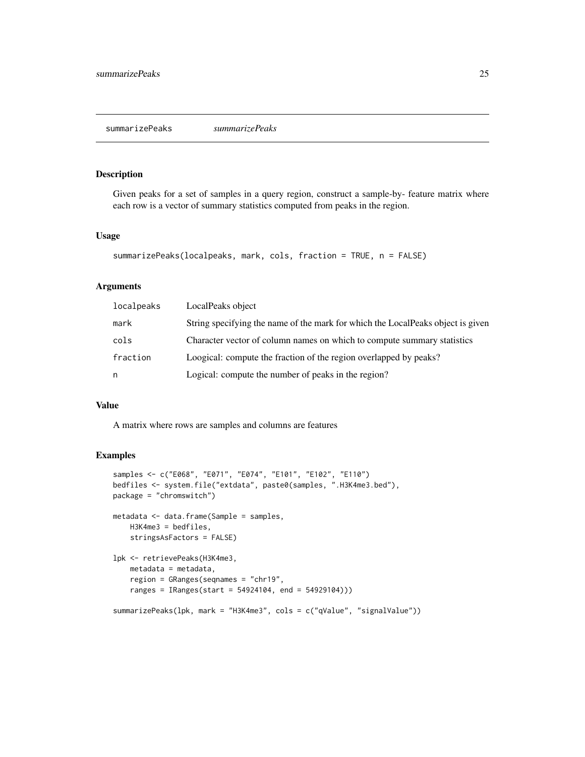## summarizePeaks *summarizePeaks*

### Description

Given peaks for a set of samples in a query region, construct a sample-by- feature matrix where each row is a vector of summary statistics computed from peaks in the region.

### Usage

```
summarizePeaks(localpeaks, mark, cols, fraction = TRUE, n = FALSE)
```

### Arguments

| | |
|---|---|
| localpeaks | LocalPeaks object |
| mark | String specifying the name of the mark for which the LocalPeaks object is given |
| cols | Character vector of column names on which to compute summary statistics |
| fraction | Loogical: compute the fraction of the region overlapped by peaks? |
| n | Logical: compute the number of peaks in the region? |

### Value

A matrix where rows are samples and columns are features

### Examples

```
samples <- c("E068", "E071", "E074", "E101", "E102", "E110")
bedfiles <- system.file("extdata", paste0(samples, ".H3K4me3.bed"),
package = "chromswitch")

metadata <- data.frame(Sample = samples,
    H3K4me3 = bedfiles,
    stringsAsFactors = FALSE)

lpk <- retrievePeaks(H3K4me3,
    metadata = metadata,
    region = GRanges(seqnames = "chr19",
    ranges = IRanges(start = 54924104, end = 54929104)))

summarizePeaks(lpk, mark = "H3K4me3", cols = c("qValue", "signalValue"))
```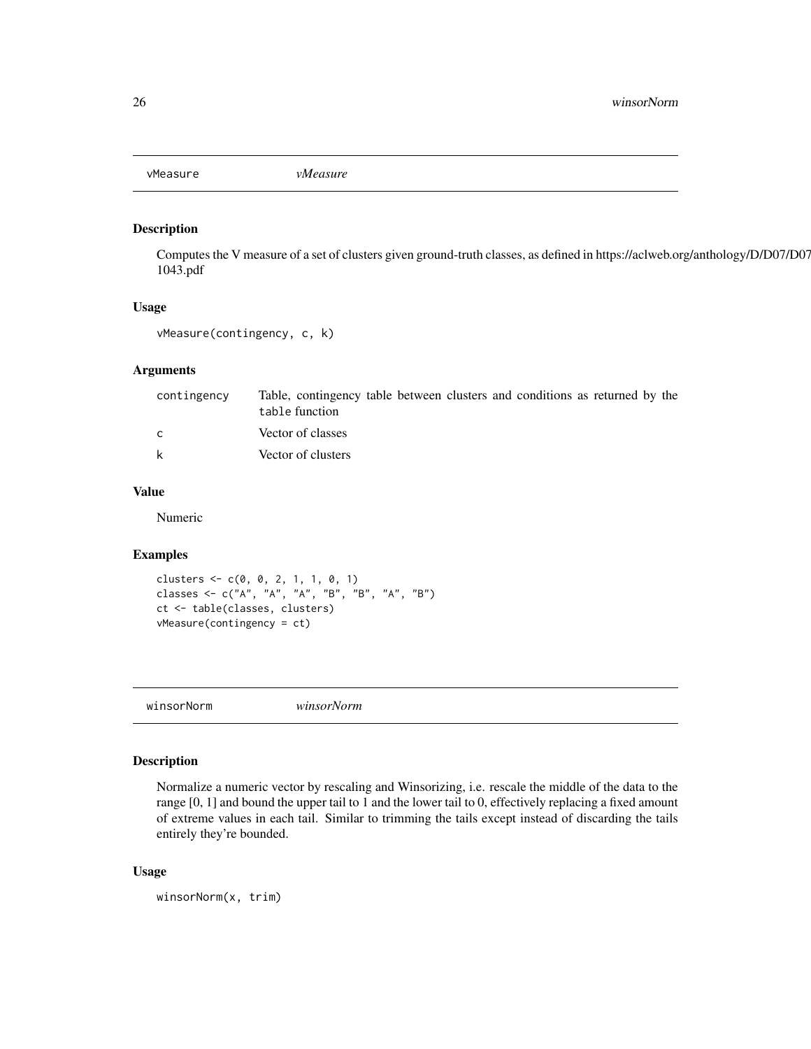## vMeasure *vMeasure*

### Description

Computes the V measure of a set of clusters given ground-truth classes, as defined in https://aclweb.org/anthology/D/D07/D07-1043.pdf

### Usage

```
vMeasure(contingency, c, k)
```

### Arguments

| | |
|---|---|
| contingency | Table, contingency table between clusters and conditions as returned by the `table` function |
| c | Vector of classes |
| k | Vector of clusters |

### Value

Numeric

### Examples

```
clusters <- c(0, 0, 2, 1, 1, 0, 1)
classes <- c("A", "A", "A", "B", "B", "A", "B")
ct <- table(classes, clusters)
vMeasure(contingency = ct)
```

## winsorNorm *winsorNorm*

### Description

Normalize a numeric vector by rescaling and Winsorizing, i.e. rescale the middle of the data to the range [0, 1] and bound the upper tail to 1 and the lower tail to 0, effectively replacing a fixed amount of extreme values in each tail. Similar to trimming the tails except instead of discarding the tails entirely they're bounded.

### Usage

```
winsorNorm(x, trim)
```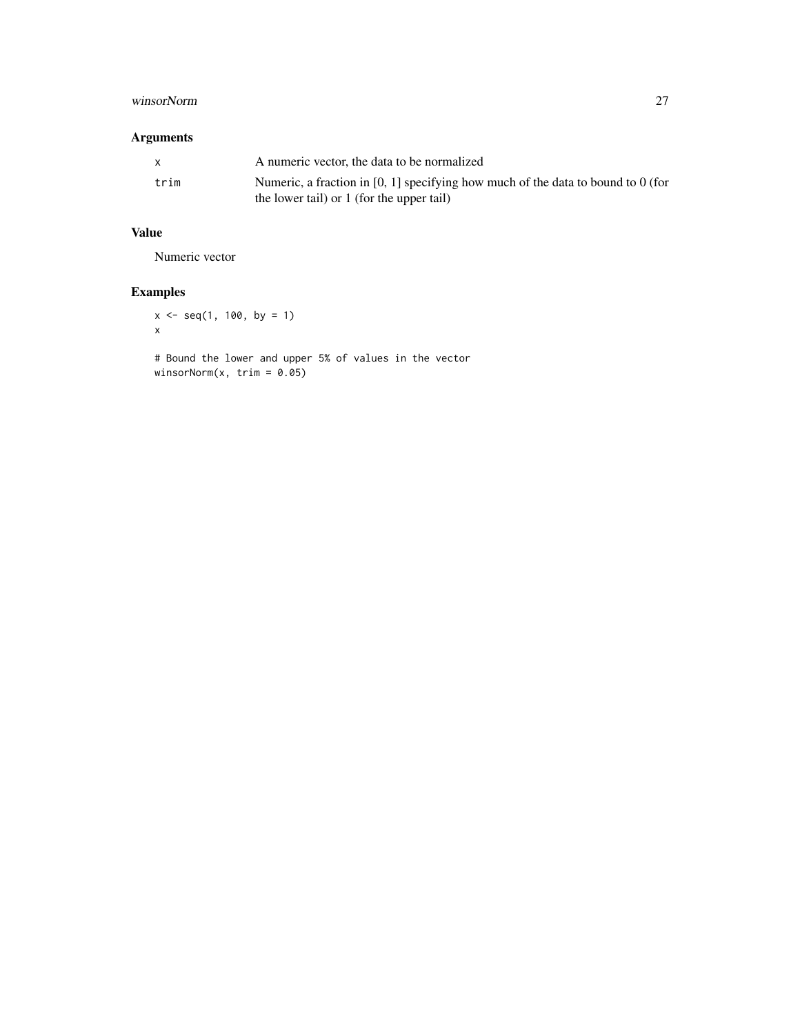## Arguments

| | |
|---|---|
| `x` | A numeric vector, the data to be normalized |
| `trim` | Numeric, a fraction in [0, 1] specifying how much of the data to bound to 0 (for the lower tail) or 1 (for the upper tail) |

## Value

Numeric vector

## Examples

```
x <- seq(1, 100, by = 1)
x

# Bound the lower and upper 5% of values in the vector
winsorNorm(x, trim = 0.05)
```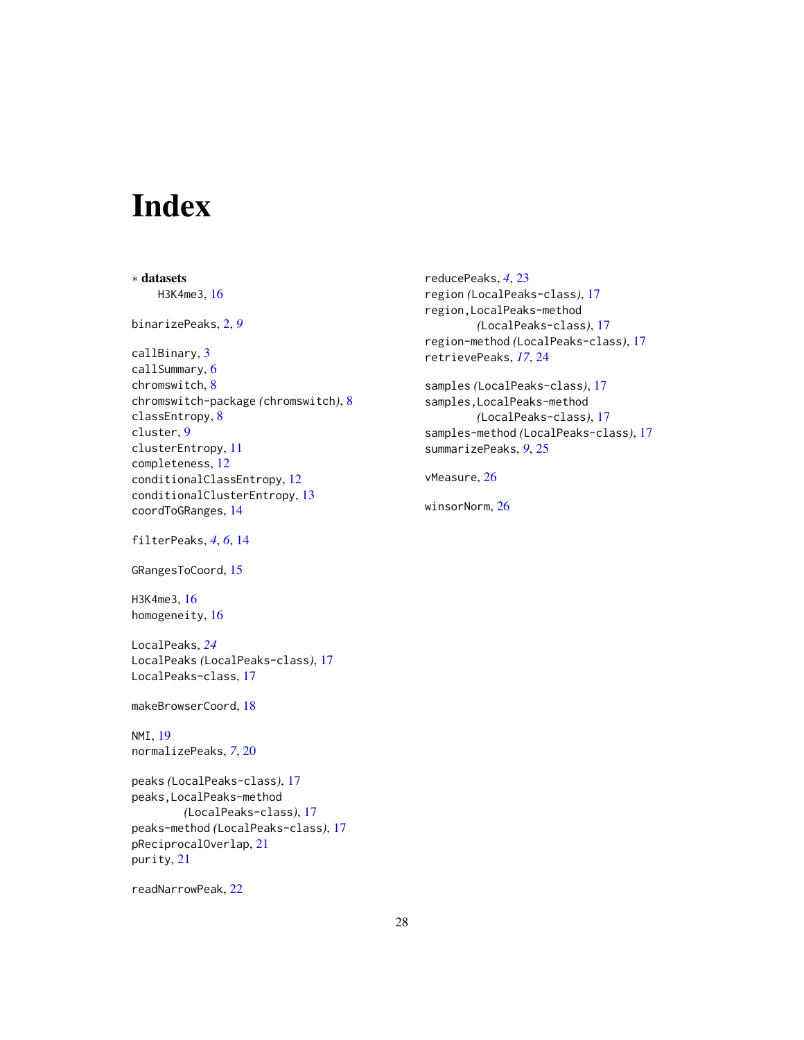# Index

∗ **datasets**
    H3K4me3, 16

binarizePeaks, 2, *9*

callBinary, 3
callSummary, 6
chromswitch, 8
chromswitch-package *(*chromswitch*)*, 8
classEntropy, 8
cluster, 9
clusterEntropy, 11
completeness, 12
conditionalClassEntropy, 12
conditionalClusterEntropy, 13
coordToGRanges, 14

filterPeaks, *4*, *6*, 14

GRangesToCoord, 15

H3K4me3, 16
homogeneity, 16

LocalPeaks, *24*
LocalPeaks *(*LocalPeaks-class*)*, 17
LocalPeaks-class, 17

makeBrowserCoord, 18

NMI, 19
normalizePeaks, *7*, 20

peaks *(*LocalPeaks-class*)*, 17
peaks,LocalPeaks-method *(*LocalPeaks-class*)*, 17
peaks-method *(*LocalPeaks-class*)*, 17
pReciprocalOverlap, 21
purity, 21

readNarrowPeak, 22
reducePeaks, *4*, 23
region *(*LocalPeaks-class*)*, 17
region,LocalPeaks-method *(*LocalPeaks-class*)*, 17
region-method *(*LocalPeaks-class*)*, 17
retrievePeaks, *17*, 24

samples *(*LocalPeaks-class*)*, 17
samples,LocalPeaks-method *(*LocalPeaks-class*)*, 17
samples-method *(*LocalPeaks-class*)*, 17
summarizePeaks, *9*, 25

vMeasure, 26

winsorNorm, 26